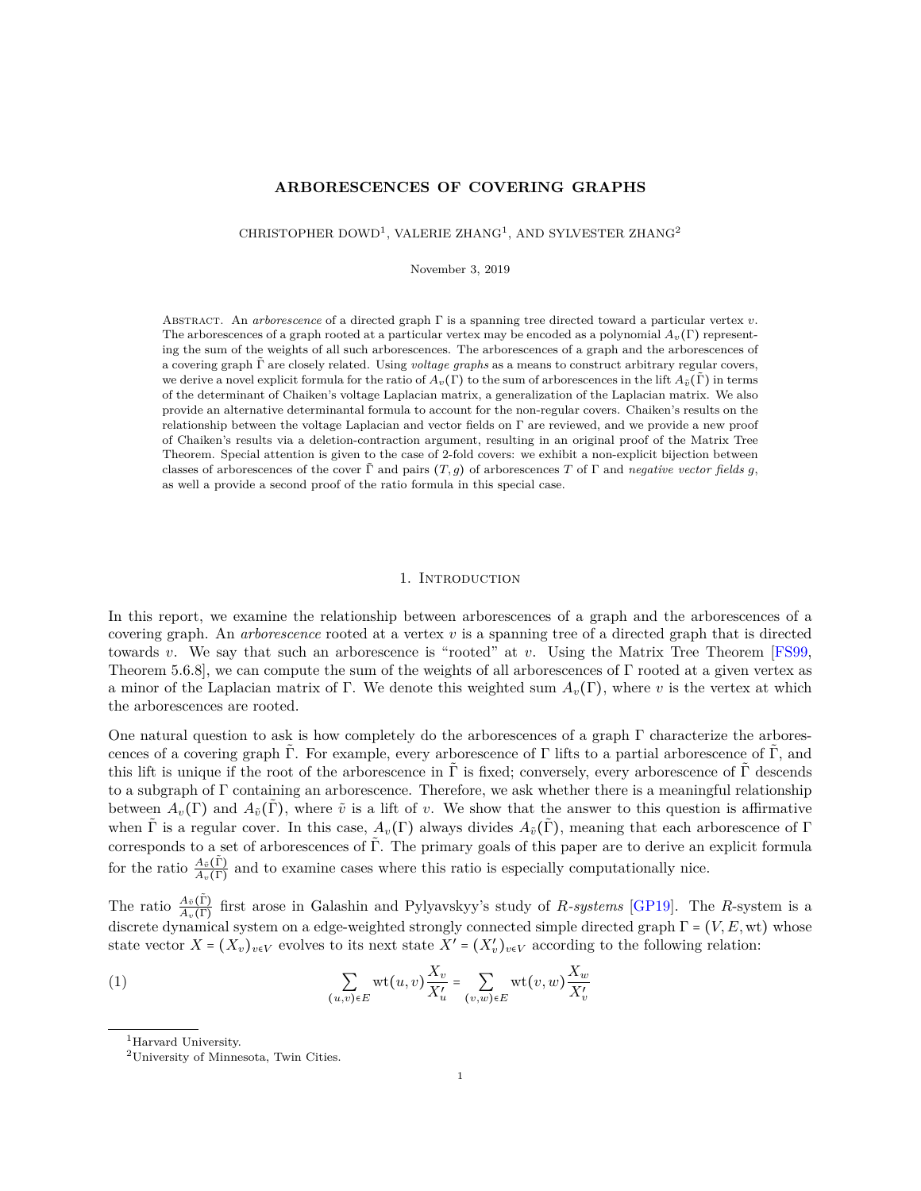# ARBORESCENCES OF COVERING GRAPHS

CHRISTOPHER DOWD[1], VALERIE ZHANG[1], AND SYLVESTER ZHANG[2]

November 3, 2019

Abstract. An *arborescence* of a directed graph $\Gamma$ is a spanning tree directed toward a particular vertex $v$. The arborescences of a graph rooted at a particular vertex may be encoded as a polynomial $A_v(\Gamma)$ representing the sum of the weights of all such arborescences. The arborescences of a graph and the arborescences of a covering graph $\tilde{\Gamma}$ are closely related. Using *voltage graphs* as a means to construct arbitrary regular covers, we derive a novel explicit formula for the ratio of $A_v(\Gamma)$ to the sum of arborescences in the lift $A_{\tilde{v}}(\tilde{\Gamma})$ in terms of the determinant of Chaiken's voltage Laplacian matrix, a generalization of the Laplacian matrix. We also provide an alternative determinantal formula to account for the non-regular covers. Chaiken's results on the relationship between the voltage Laplacian and vector fields on $\Gamma$ are reviewed, and we provide a new proof of Chaiken's results via a deletion-contraction argument, resulting in an original proof of the Matrix Tree Theorem. Special attention is given to the case of 2-fold covers: we exhibit a non-explicit bijection between classes of arborescences of the cover $\tilde{\Gamma}$ and pairs $(T, g)$ of arborescences $T$ of $\Gamma$ and *negative vector fields* $g$, as well a provide a second proof of the ratio formula in this special case.

## 1. Introduction

In this report, we examine the relationship between arborescences of a graph and the arborescences of a covering graph. An *arborescence* rooted at a vertex $v$ is a spanning tree of a directed graph that is directed towards $v$. We say that such an arborescence is "rooted" at $v$. Using the Matrix Tree Theorem [FS99, Theorem 5.6.8], we can compute the sum of the weights of all arborescences of $\Gamma$ rooted at a given vertex as a minor of the Laplacian matrix of $\Gamma$. We denote this weighted sum $A_v(\Gamma)$, where $v$ is the vertex at which the arborescences are rooted.

One natural question to ask is how completely do the arborescences of a graph $\Gamma$ characterize the arborescences of a covering graph $\tilde{\Gamma}$. For example, every arborescence of $\Gamma$ lifts to a partial arborescence of $\tilde{\Gamma}$, and this lift is unique if the root of the arborescence in $\tilde{\Gamma}$ is fixed; conversely, every arborescence of $\tilde{\Gamma}$ descends to a subgraph of $\Gamma$ containing an arborescence. Therefore, we ask whether there is a meaningful relationship between $A_v(\Gamma)$ and $A_{\tilde{v}}(\tilde{\Gamma})$, where $\tilde{v}$ is a lift of $v$. We show that the answer to this question is affirmative when $\tilde{\Gamma}$ is a regular cover. In this case, $A_v(\Gamma)$ always divides $A_{\tilde{v}}(\tilde{\Gamma})$, meaning that each arborescence of $\Gamma$ corresponds to a set of arborescences of $\tilde{\Gamma}$. The primary goals of this paper are to derive an explicit formula for the ratio $\frac{A_{\tilde{v}}(\tilde{\Gamma})}{A_v(\Gamma)}$ and to examine cases where this ratio is especially computationally nice.

The ratio $\frac{A_{\tilde{v}}(\tilde{\Gamma})}{A_v(\Gamma)}$ first arose in Galashin and Pylyavskyy's study of *R-systems* [GP19]. The *R*-system is a discrete dynamical system on a edge-weighted strongly connected simple directed graph $\Gamma = (V, E, \mathrm{wt})$ whose state vector $X = (X_v)_{v\in V}$ evolves to its next state $X' = (X'_v)_{v\in V}$ according to the following relation:

$$\sum_{(u,v)\in E} \mathrm{wt}(u,v)\frac{X_v}{X'_u} = \sum_{(v,w)\in E} \mathrm{wt}(v,w)\frac{X_w}{X'_v} \tag{1}$$

[1] Harvard University.

[2] University of Minnesota, Twin Cities.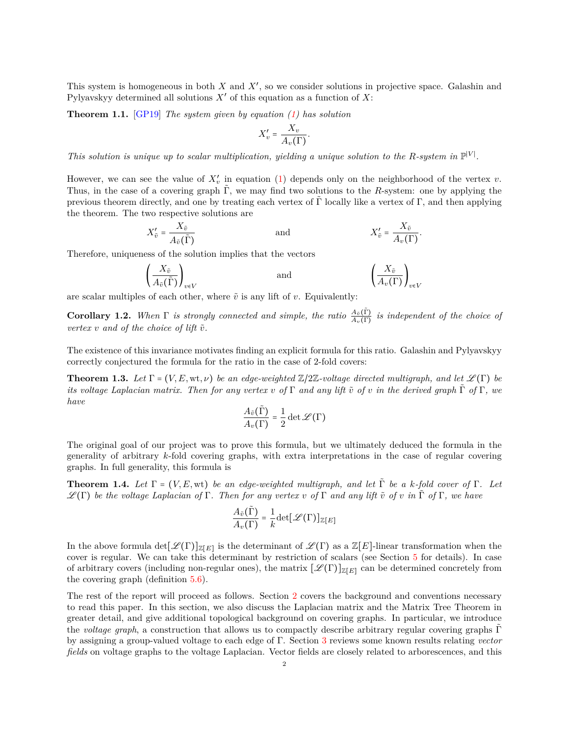This system is homogeneous in both $X$ and $X'$, so we consider solutions in projective space. Galashin and Pylyavskyy determined all solutions $X'$ of this equation as a function of $X$:

**Theorem 1.1.** [GP19] *The system given by equation (1) has solution*

$$X'_v = \frac{X_v}{A_v(\Gamma)}.$$

*This solution is unique up to scalar multiplication, yielding a unique solution to the R-system in $\mathbb{P}^{|V|}$.*

However, we can see the value of $X'_v$ in equation (1) depends only on the neighborhood of the vertex $v$. Thus, in the case of a covering graph $\tilde{\Gamma}$, we may find two solutions to the $R$-system: one by applying the previous theorem directly, and one by treating each vertex of $\tilde{\Gamma}$ locally like a vertex of $\Gamma$, and then applying the theorem. The two respective solutions are

$$X'_{\tilde{v}} = \frac{X_{\tilde{v}}}{A_{\tilde{v}}(\tilde{\Gamma})} \qquad \text{and} \qquad X'_{\tilde{v}} = \frac{X_{\tilde{v}}}{A_v(\Gamma)}.$$

Therefore, uniqueness of the solution implies that the vectors

$$\left(\frac{X_{\tilde{v}}}{A_{\tilde{v}}(\tilde{\Gamma})}\right)_{v\in V} \qquad \text{and} \qquad \left(\frac{X_{\tilde{v}}}{A_v(\Gamma)}\right)_{v\in V}$$

are scalar multiples of each other, where $\tilde{v}$ is any lift of $v$. Equivalently:

**Corollary 1.2.** *When $\Gamma$ is strongly connected and simple, the ratio $\frac{A_{\tilde{v}}(\tilde{\Gamma})}{A_v(\Gamma)}$ is independent of the choice of vertex $v$ and of the choice of lift $\tilde{v}$.*

The existence of this invariance motivates finding an explicit formula for this ratio. Galashin and Pylyavskyy correctly conjectured the formula for the ratio in the case of 2-fold covers:

**Theorem 1.3.** *Let $\Gamma = (V, E, \mathrm{wt}, \nu)$ be an edge-weighted $\mathbb{Z}/2\mathbb{Z}$-voltage directed multigraph, and let $\mathscr{L}(\Gamma)$ be its voltage Laplacian matrix. Then for any vertex $v$ of $\Gamma$ and any lift $\tilde{v}$ of $v$ in the derived graph $\tilde{\Gamma}$ of $\Gamma$, we have*

$$\frac{A_{\tilde{v}}(\tilde{\Gamma})}{A_v(\Gamma)} = \frac{1}{2}\det \mathscr{L}(\Gamma)$$

The original goal of our project was to prove this formula, but we ultimately deduced the formula in the generality of arbitrary $k$-fold covering graphs, with extra interpretations in the case of regular covering graphs. In full generality, this formula is

**Theorem 1.4.** *Let $\Gamma = (V, E, \mathrm{wt})$ be an edge-weighted multigraph, and let $\tilde{\Gamma}$ be a $k$-fold cover of $\Gamma$. Let $\mathscr{L}(\Gamma)$ be the voltage Laplacian of $\Gamma$. Then for any vertex $v$ of $\Gamma$ and any lift $\tilde{v}$ of $v$ in $\tilde{\Gamma}$ of $\Gamma$, we have*

$$\frac{A_{\tilde{v}}(\tilde{\Gamma})}{A_v(\Gamma)} = \frac{1}{k}\det[\mathscr{L}(\Gamma)]_{\mathbb{Z}[E]}$$

In the above formula $\det[\mathscr{L}(\Gamma)]_{\mathbb{Z}[E]}$ is the determinant of $\mathscr{L}(\Gamma)$ as a $\mathbb{Z}[E]$-linear transformation when the cover is regular. We can take this determinant by restriction of scalars (see Section 5 for details). In case of arbitrary covers (including non-regular ones), the matrix $[\mathscr{L}(\Gamma)]_{\mathbb{Z}[E]}$ can be determined concretely from the covering graph (definition 5.6).

The rest of the report will proceed as follows. Section 2 covers the background and conventions necessary to read this paper. In this section, we also discuss the Laplacian matrix and the Matrix Tree Theorem in greater detail, and give additional topological background on covering graphs. In particular, we introduce the *voltage graph*, a construction that allows us to compactly describe arbitrary regular covering graphs $\tilde{\Gamma}$ by assigning a group-valued voltage to each edge of $\Gamma$. Section 3 reviews some known results relating *vector fields* on voltage graphs to the voltage Laplacian. Vector fields are closely related to arborescences, and this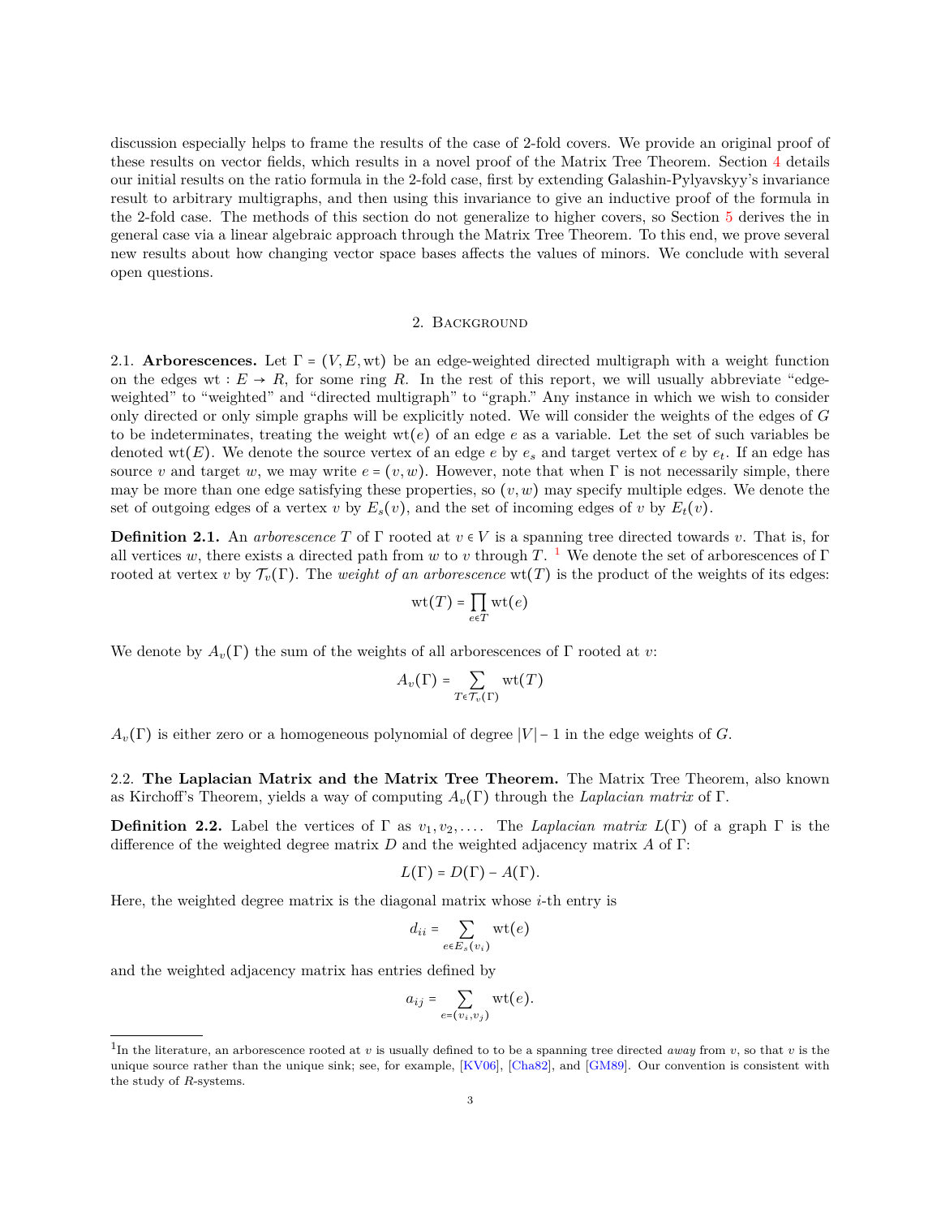discussion especially helps to frame the results of the case of 2-fold covers. We provide an original proof of these results on vector fields, which results in a novel proof of the Matrix Tree Theorem. Section 4 details our initial results on the ratio formula in the 2-fold case, first by extending Galashin-Pylyavskyy's invariance result to arbitrary multigraphs, and then using this invariance to give an inductive proof of the formula in the 2-fold case. The methods of this section do not generalize to higher covers, so Section 5 derives the in general case via a linear algebraic approach through the Matrix Tree Theorem. To this end, we prove several new results about how changing vector space bases affects the values of minors. We conclude with several open questions.

## 2. Background

2.1. **Arborescences.** Let $\Gamma = (V, E, \mathrm{wt})$ be an edge-weighted directed multigraph with a weight function on the edges $\mathrm{wt} : E \to R$, for some ring $R$. In the rest of this report, we will usually abbreviate "edge-weighted" to "weighted" and "directed multigraph" to "graph." Any instance in which we wish to consider only directed or only simple graphs will be explicitly noted. We will consider the weights of the edges of $G$ to be indeterminates, treating the weight $\mathrm{wt}(e)$ of an edge $e$ as a variable. Let the set of such variables be denoted $\mathrm{wt}(E)$. We denote the source vertex of an edge $e$ by $e_s$ and target vertex of $e$ by $e_t$. If an edge has source $v$ and target $w$, we may write $e = (v, w)$. However, note that when $\Gamma$ is not necessarily simple, there may be more than one edge satisfying these properties, so $(v, w)$ may specify multiple edges. We denote the set of outgoing edges of a vertex $v$ by $E_s(v)$, and the set of incoming edges of $v$ by $E_t(v)$.

**Definition 2.1.** An *arborescence* $T$ of $\Gamma$ rooted at $v \in V$ is a spanning tree directed towards $v$. That is, for all vertices $w$, there exists a directed path from $w$ to $v$ through $T$. [1] We denote the set of arborescences of $\Gamma$ rooted at vertex $v$ by $\mathcal{T}_v(\Gamma)$. The *weight of an arborescence* $\mathrm{wt}(T)$ is the product of the weights of its edges:

$$\mathrm{wt}(T) = \prod_{e \in T} \mathrm{wt}(e)$$

We denote by $A_v(\Gamma)$ the sum of the weights of all arborescences of $\Gamma$ rooted at $v$:

$$A_v(\Gamma) = \sum_{T \in \mathcal{T}_v(\Gamma)} \mathrm{wt}(T)$$

$A_v(\Gamma)$ is either zero or a homogeneous polynomial of degree $|V| - 1$ in the edge weights of $G$.

2.2. **The Laplacian Matrix and the Matrix Tree Theorem.** The Matrix Tree Theorem, also known as Kirchoff's Theorem, yields a way of computing $A_v(\Gamma)$ through the *Laplacian matrix* of $\Gamma$.

**Definition 2.2.** Label the vertices of $\Gamma$ as $v_1, v_2, \ldots$. The *Laplacian matrix* $L(\Gamma)$ of a graph $\Gamma$ is the difference of the weighted degree matrix $D$ and the weighted adjacency matrix $A$ of $\Gamma$:

$$L(\Gamma) = D(\Gamma) - A(\Gamma).$$

Here, the weighted degree matrix is the diagonal matrix whose $i$-th entry is

$$d_{ii} = \sum_{e \in E_s(v_i)} \mathrm{wt}(e)$$

and the weighted adjacency matrix has entries defined by

$$a_{ij} = \sum_{e = (v_i, v_j)} \mathrm{wt}(e).$$

[1] In the literature, an arborescence rooted at $v$ is usually defined to to be a spanning tree directed *away* from $v$, so that $v$ is the unique source rather than the unique sink; see, for example, [KV06], [Cha82], and [GM89]. Our convention is consistent with the study of $R$-systems.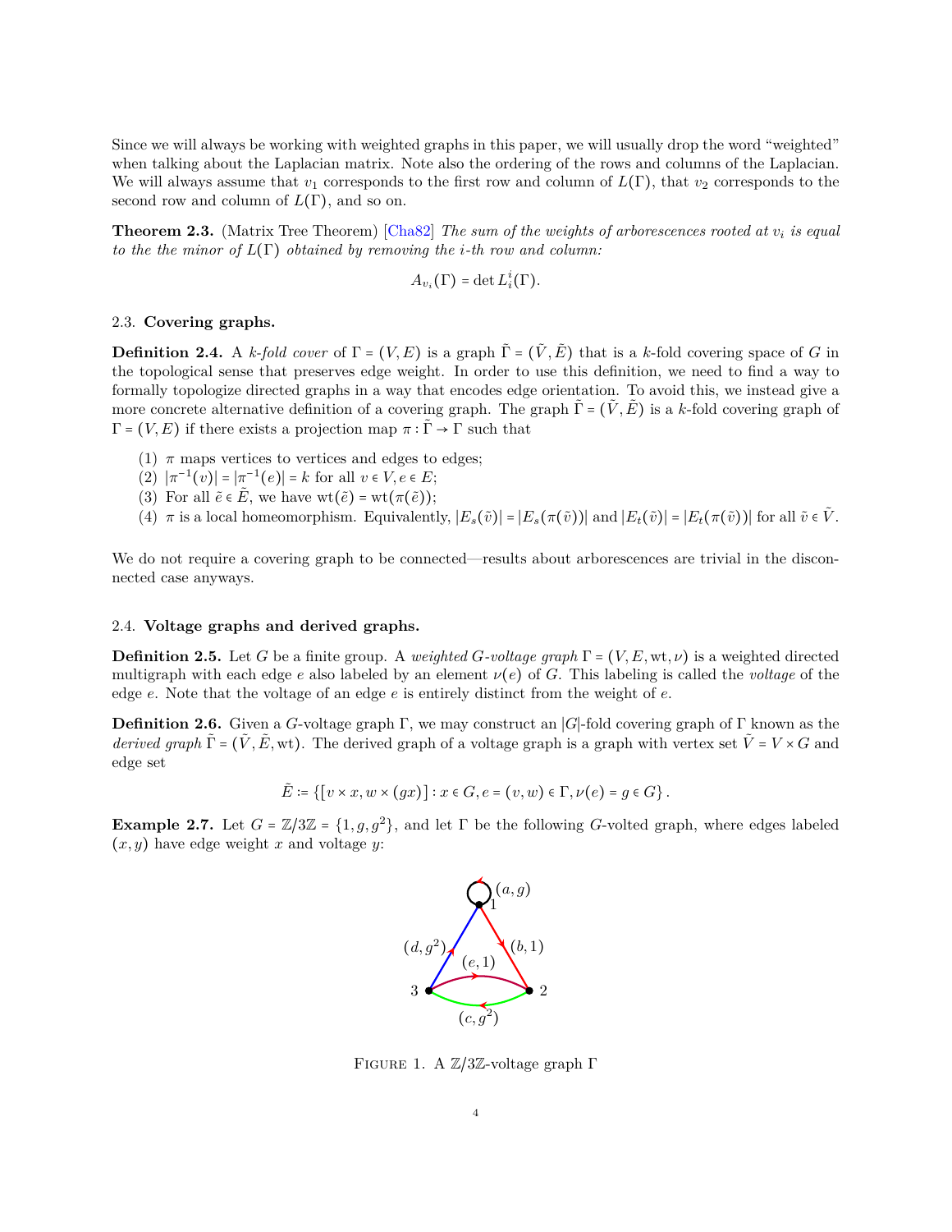Since we will always be working with weighted graphs in this paper, we will usually drop the word "weighted" when talking about the Laplacian matrix. Note also the ordering of the rows and columns of the Laplacian. We will always assume that $v_1$ corresponds to the first row and column of $L(\Gamma)$, that $v_2$ corresponds to the second row and column of $L(\Gamma)$, and so on.

**Theorem 2.3.** (Matrix Tree Theorem) [Cha82] *The sum of the weights of arborescences rooted at $v_i$ is equal to the the minor of $L(\Gamma)$ obtained by removing the $i$-th row and column:*

$$A_{v_i}(\Gamma) = \det L_i^i(\Gamma).$$

### 2.3. **Covering graphs.**

**Definition 2.4.** A *$k$-fold cover* of $\Gamma = (V, E)$ is a graph $\tilde{\Gamma} = (\tilde{V}, \tilde{E})$ that is a $k$-fold covering space of $G$ in the topological sense that preserves edge weight. In order to use this definition, we need to find a way to formally topologize directed graphs in a way that encodes edge orientation. To avoid this, we instead give a more concrete alternative definition of a covering graph. The graph $\tilde{\Gamma} = (\tilde{V}, \tilde{E})$ is a $k$-fold covering graph of $\Gamma = (V, E)$ if there exists a projection map $\pi : \tilde{\Gamma} \to \Gamma$ such that

1. $\pi$ maps vertices to vertices and edges to edges;
2. $|\pi^{-1}(v)| = |\pi^{-1}(e)| = k$ for all $v \in V, e \in E$;
3. For all $\tilde{e} \in \tilde{E}$, we have $\mathrm{wt}(\tilde{e}) = \mathrm{wt}(\pi(\tilde{e}))$;
4. $\pi$ is a local homeomorphism. Equivalently, $|E_s(\tilde{v})| = |E_s(\pi(\tilde{v}))|$ and $|E_t(\tilde{v})| = |E_t(\pi(\tilde{v}))|$ for all $\tilde{v} \in \tilde{V}$.

We do not require a covering graph to be connected—results about arborescences are trivial in the disconnected case anyways.

### 2.4. **Voltage graphs and derived graphs.**

**Definition 2.5.** Let $G$ be a finite group. A *weighted $G$-voltage graph* $\Gamma = (V, E, \mathrm{wt}, \nu)$ is a weighted directed multigraph with each edge $e$ also labeled by an element $\nu(e)$ of $G$. This labeling is called the *voltage* of the edge $e$. Note that the voltage of an edge $e$ is entirely distinct from the weight of $e$.

**Definition 2.6.** Given a $G$-voltage graph $\Gamma$, we may construct an $|G|$-fold covering graph of $\Gamma$ known as the *derived graph* $\tilde{\Gamma} = (\tilde{V}, \tilde{E}, \mathrm{wt})$. The derived graph of a voltage graph is a graph with vertex set $\tilde{V} = V \times G$ and edge set

$$\tilde{E} := \{[v \times x, w \times (gx)] : x \in G, e = (v, w) \in \Gamma, \nu(e) = g \in G\}.$$

**Example 2.7.** Let $G = \mathbb{Z}/3\mathbb{Z} = \{1, g, g^2\}$, and let $\Gamma$ be the following $G$-volted graph, where edges labeled $(x, y)$ have edge weight $x$ and voltage $y$:

$(a, g)$
1
$(d, g^2)$
$(b, 1)$
$(e, 1)$
3
2
$(c, g^2)$

Figure 1. A $\mathbb{Z}/3\mathbb{Z}$-voltage graph $\Gamma$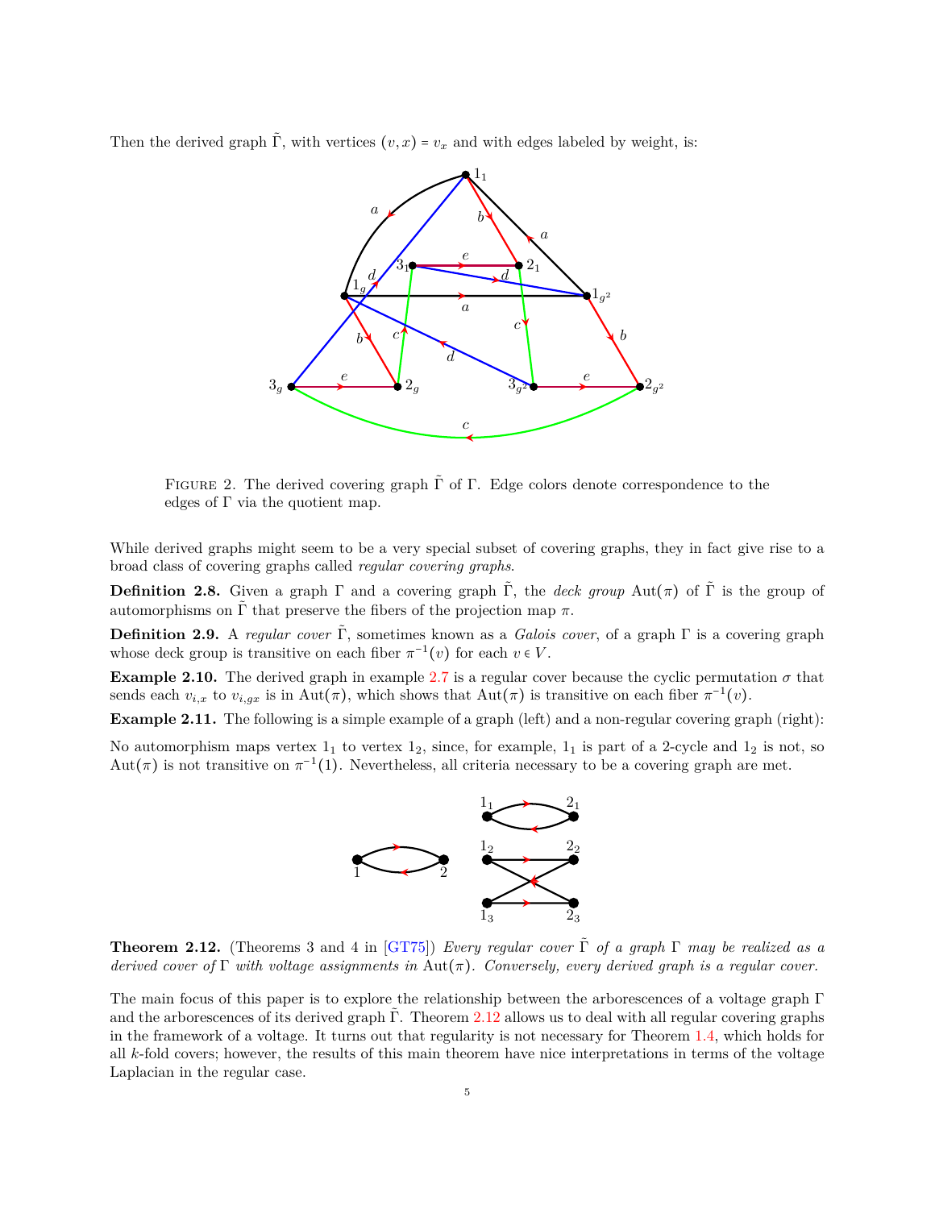Then the derived graph $\tilde{\Gamma}$, with vertices $(v, x) = v_x$ and with edges labeled by weight, is:

FIGURE 2. The derived covering graph $\tilde{\Gamma}$ of $\Gamma$. Edge colors denote correspondence to the edges of $\Gamma$ via the quotient map.

While derived graphs might seem to be a very special subset of covering graphs, they in fact give rise to a broad class of covering graphs called *regular covering graphs*.

**Definition 2.8.** Given a graph $\Gamma$ and a covering graph $\tilde{\Gamma}$, the *deck group* $\mathrm{Aut}(\pi)$ of $\tilde{\Gamma}$ is the group of automorphisms on $\tilde{\Gamma}$ that preserve the fibers of the projection map $\pi$.

**Definition 2.9.** A *regular cover* $\tilde{\Gamma}$, sometimes known as a *Galois cover*, of a graph $\Gamma$ is a covering graph whose deck group is transitive on each fiber $\pi^{-1}(v)$ for each $v \in V$.

**Example 2.10.** The derived graph in example 2.7 is a regular cover because the cyclic permutation $\sigma$ that sends each $v_{i,x}$ to $v_{i,gx}$ is in $\mathrm{Aut}(\pi)$, which shows that $\mathrm{Aut}(\pi)$ is transitive on each fiber $\pi^{-1}(v)$.

**Example 2.11.** The following is a simple example of a graph (left) and a non-regular covering graph (right):

No automorphism maps vertex $1_1$ to vertex $1_2$, since, for example, $1_1$ is part of a 2-cycle and $1_2$ is not, so $\mathrm{Aut}(\pi)$ is not transitive on $\pi^{-1}(1)$. Nevertheless, all criteria necessary to be a covering graph are met.

**Theorem 2.12.** (Theorems 3 and 4 in [GT75]) *Every regular cover $\tilde{\Gamma}$ of a graph $\Gamma$ may be realized as a derived cover of $\Gamma$ with voltage assignments in $\mathrm{Aut}(\pi)$. Conversely, every derived graph is a regular cover.*

The main focus of this paper is to explore the relationship between the arborescences of a voltage graph $\Gamma$ and the arborescences of its derived graph $\tilde{\Gamma}$. Theorem 2.12 allows us to deal with all regular covering graphs in the framework of a voltage. It turns out that regularity is not necessary for Theorem 1.4, which holds for all $k$-fold covers; however, the results of this main theorem have nice interpretations in terms of the voltage Laplacian in the regular case.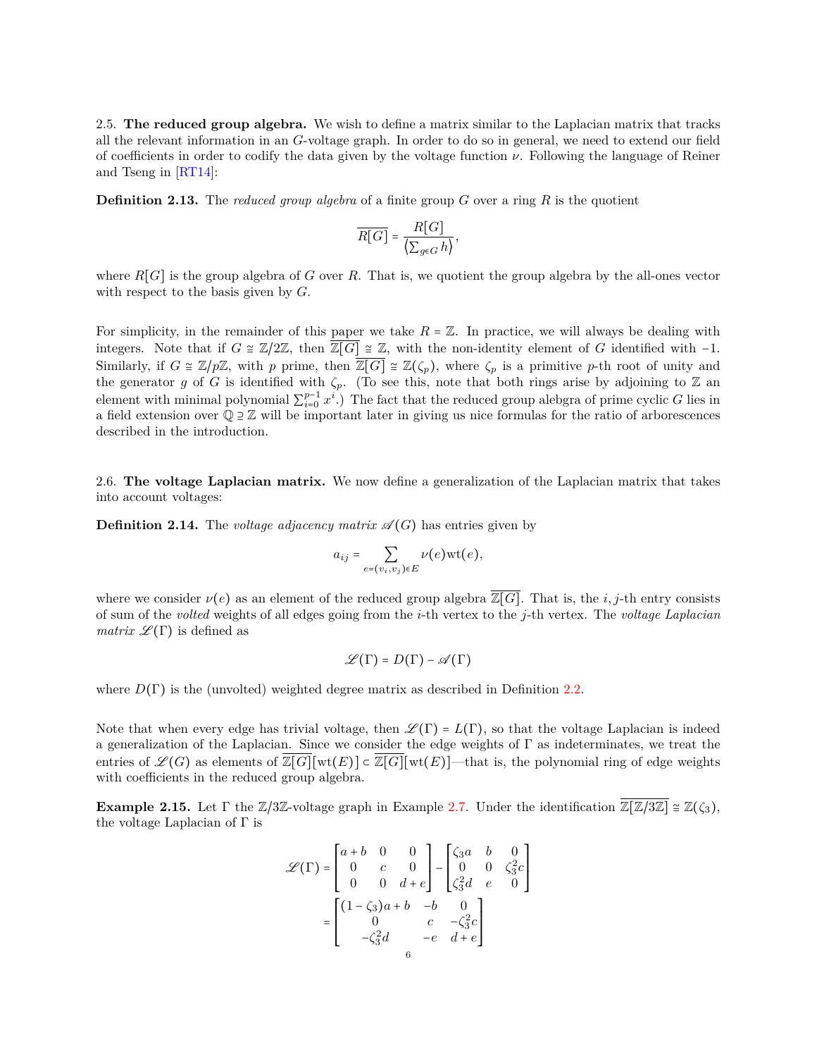2.5. **The reduced group algebra.** We wish to define a matrix similar to the Laplacian matrix that tracks all the relevant information in an $G$-voltage graph. In order to do so in general, we need to extend our field of coefficients in order to codify the data given by the voltage function $\nu$. Following the language of Reiner and Tseng in [RT14]:

**Definition 2.13.** The *reduced group algebra* of a finite group $G$ over a ring $R$ is the quotient

$$\overline{R[G]} = \frac{R[G]}{\langle \sum_{g \in G} h \rangle},$$

where $R[G]$ is the group algebra of $G$ over $R$. That is, we quotient the group algebra by the all-ones vector with respect to the basis given by $G$.

For simplicity, in the remainder of this paper we take $R = \mathbb{Z}$. In practice, we will always be dealing with integers. Note that if $G \cong \mathbb{Z}/2\mathbb{Z}$, then $\overline{\mathbb{Z}[G]} \cong \mathbb{Z}$, with the non-identity element of $G$ identified with $-1$. Similarly, if $G \cong \mathbb{Z}/p\mathbb{Z}$, with $p$ prime, then $\overline{\mathbb{Z}[G]} \cong \mathbb{Z}(\zeta_p)$, where $\zeta_p$ is a primitive $p$-th root of unity and the generator $g$ of $G$ is identified with $\zeta_p$. (To see this, note that both rings arise by adjoining to $\mathbb{Z}$ an element with minimal polynomial $\sum_{i=0}^{p-1} x^i$.) The fact that the reduced group alebgra of prime cyclic $G$ lies in a field extension over $\mathbb{Q} \supseteq \mathbb{Z}$ will be important later in giving us nice formulas for the ratio of arborescences described in the introduction.

2.6. **The voltage Laplacian matrix.** We now define a generalization of the Laplacian matrix that takes into account voltages:

**Definition 2.14.** The *voltage adjacency matrix* $\mathscr{A}(G)$ has entries given by

$$a_{ij} = \sum_{e=(v_i,v_j)\in E} \nu(e)\mathrm{wt}(e),$$

where we consider $\nu(e)$ as an element of the reduced group algebra $\overline{\mathbb{Z}[G]}$. That is, the $i,j$-th entry consists of sum of the *volted* weights of all edges going from the $i$-th vertex to the $j$-th vertex. The *voltage Laplacian matrix* $\mathscr{L}(\Gamma)$ is defined as

$$\mathscr{L}(\Gamma) = D(\Gamma) - \mathscr{A}(\Gamma)$$

where $D(\Gamma)$ is the (unvolted) weighted degree matrix as described in Definition 2.2.

Note that when every edge has trivial voltage, then $\mathscr{L}(\Gamma) = L(\Gamma)$, so that the voltage Laplacian is indeed a generalization of the Laplacian. Since we consider the edge weights of $\Gamma$ as indeterminates, we treat the entries of $\mathscr{L}(G)$ as elements of $\overline{\mathbb{Z}[G]}[\mathrm{wt}(E)] \subset \overline{\mathbb{Z}[G]}[\mathrm{wt}(E)]$—that is, the polynomial ring of edge weights with coefficients in the reduced group algebra.

**Example 2.15.** Let $\Gamma$ the $\mathbb{Z}/3\mathbb{Z}$-voltage graph in Example 2.7. Under the identification $\overline{\mathbb{Z}[\mathbb{Z}/3\mathbb{Z}]} \cong \mathbb{Z}(\zeta_3)$, the voltage Laplacian of $\Gamma$ is

$$\mathscr{L}(\Gamma) = \begin{bmatrix} a+b & 0 & 0 \\ 0 & c & 0 \\ 0 & 0 & d+e \end{bmatrix} - \begin{bmatrix} \zeta_3 a & b & 0 \\ 0 & 0 & \zeta_3^2 c \\ \zeta_3^2 d & e & 0 \end{bmatrix}$$
$$= \begin{bmatrix} (1-\zeta_3)a+b & -b & 0 \\ 0 & c & -\zeta_3^2 c \\ -\zeta_3^2 d & -e & d+e \end{bmatrix}$$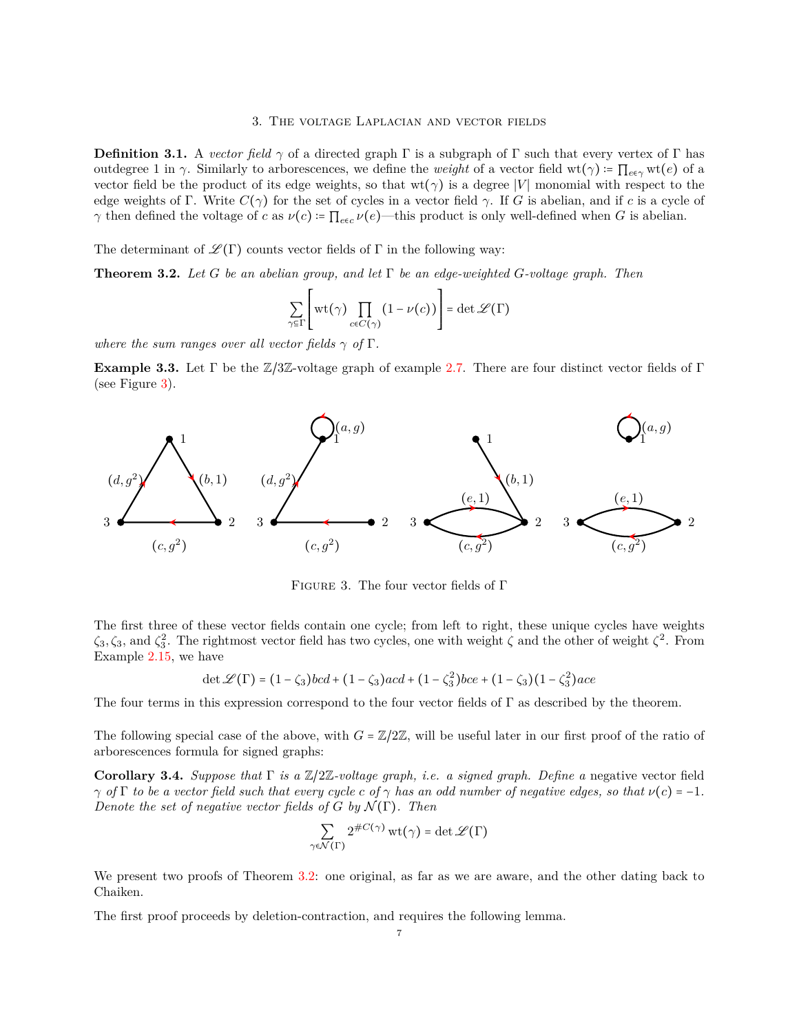## 3. The voltage Laplacian and vector fields

**Definition 3.1.** A *vector field* $\gamma$ of a directed graph $\Gamma$ is a subgraph of $\Gamma$ such that every vertex of $\Gamma$ has outdegree 1 in $\gamma$. Similarly to arborescences, we define the *weight* of a vector field $\mathrm{wt}(\gamma) := \prod_{e \in \gamma} \mathrm{wt}(e)$ of a vector field be the product of its edge weights, so that $\mathrm{wt}(\gamma)$ is a degree $|V|$ monomial with respect to the edge weights of $\Gamma$. Write $C(\gamma)$ for the set of cycles in a vector field $\gamma$. If $G$ is abelian, and if $c$ is a cycle of $\gamma$ then defined the voltage of $c$ as $\nu(c) := \prod_{e \in c} \nu(e)$—this product is only well-defined when $G$ is abelian.

The determinant of $\mathscr{L}(\Gamma)$ counts vector fields of $\Gamma$ in the following way:

**Theorem 3.2.** *Let $G$ be an abelian group, and let $\Gamma$ be an edge-weighted $G$-voltage graph. Then*

$$\sum_{\gamma \subseteq \Gamma} \left[ \mathrm{wt}(\gamma) \prod_{c \in C(\gamma)} (1 - \nu(c)) \right] = \det \mathscr{L}(\Gamma)$$

*where the sum ranges over all vector fields $\gamma$ of $\Gamma$.*

**Example 3.3.** Let $\Gamma$ be the $\mathbb{Z}/3\mathbb{Z}$-voltage graph of example 2.7. There are four distinct vector fields of $\Gamma$ (see Figure 3).

1
$(d, g^2)$
$(b, 1)$
3
2
$(c, g^2)$
$(a, g)$
1
$(d, g^2)$
3
2
$(c, g^2)$
1
$(b, 1)$
$(e, 1)$
3
2
$(c, g^2)$
$(a, g)$
1
$(e, 1)$
3
2
$(c, g^2)$

Figure 3. The four vector fields of $\Gamma$

The first three of these vector fields contain one cycle; from left to right, these unique cycles have weights $\zeta_3, \zeta_3$, and $\zeta_3^2$. The rightmost vector field has two cycles, one with weight $\zeta$ and the other of weight $\zeta^2$. From Example 2.15, we have

$$\det \mathscr{L}(\Gamma) = (1 - \zeta_3)bcd + (1 - \zeta_3)acd + (1 - \zeta_3^2)bce + (1 - \zeta_3)(1 - \zeta_3^2)ace$$

The four terms in this expression correspond to the four vector fields of $\Gamma$ as described by the theorem.

The following special case of the above, with $G = \mathbb{Z}/2\mathbb{Z}$, will be useful later in our first proof of the ratio of arborescences formula for signed graphs:

**Corollary 3.4.** *Suppose that $\Gamma$ is a $\mathbb{Z}/2\mathbb{Z}$-voltage graph, i.e. a signed graph. Define a* negative vector field *$\gamma$ of $\Gamma$ to be a vector field such that every cycle $c$ of $\gamma$ has an odd number of negative edges, so that $\nu(c) = -1$. Denote the set of negative vector fields of $G$ by $\mathcal{N}(\Gamma)$. Then*

$$\sum_{\gamma \in \mathcal{N}(\Gamma)} 2^{\# C(\gamma)} \mathrm{wt}(\gamma) = \det \mathscr{L}(\Gamma)$$

We present two proofs of Theorem 3.2: one original, as far as we are aware, and the other dating back to Chaiken.

The first proof proceeds by deletion-contraction, and requires the following lemma.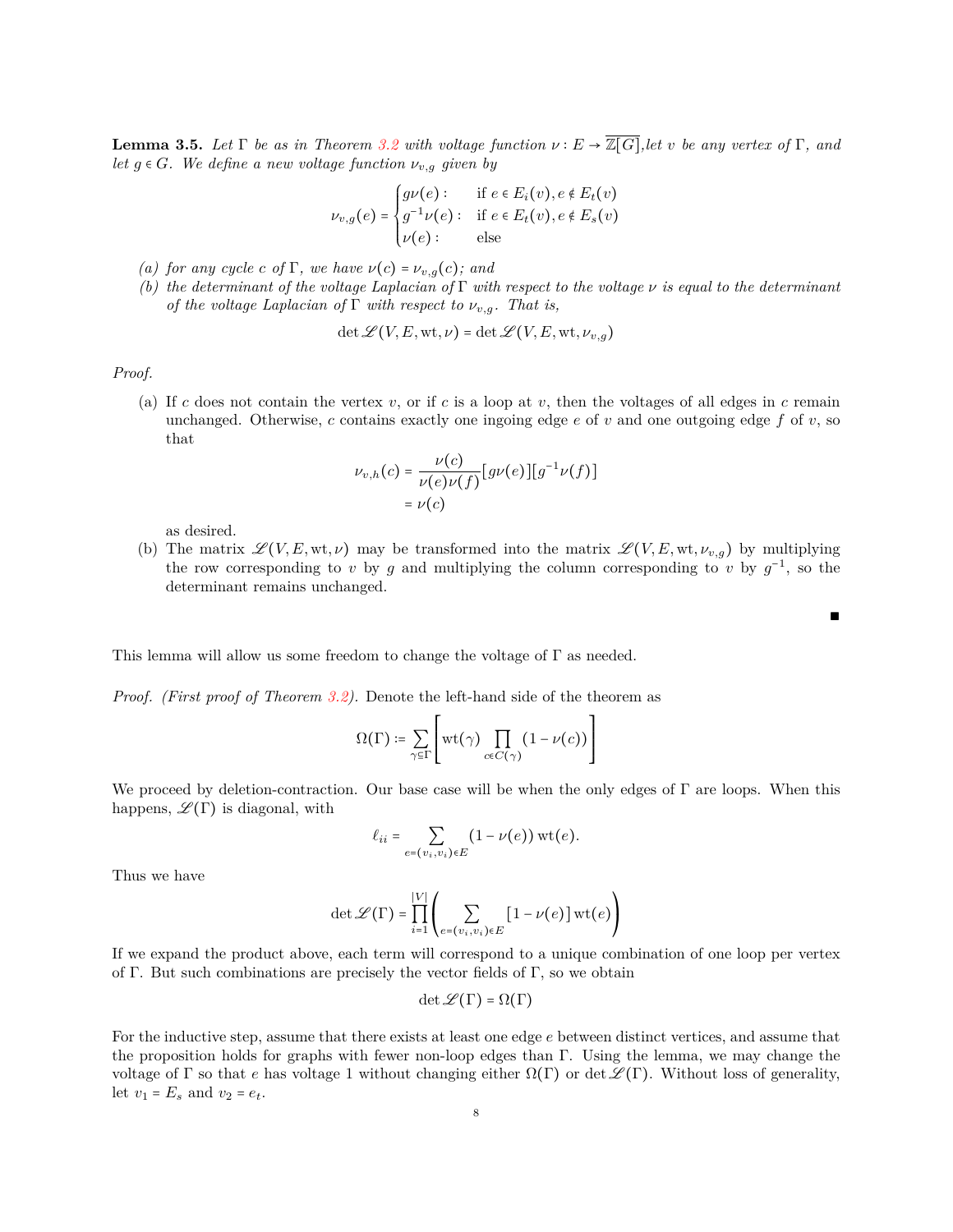**Lemma 3.5.** *Let $\Gamma$ be as in Theorem 3.2 with voltage function $\nu : E \to \overline{\mathbb{Z}[G]}$, let $v$ be any vertex of $\Gamma$, and let $g \in G$. We define a new voltage function $\nu_{v,g}$ given by*

$$\nu_{v,g}(e) = \begin{cases} g\nu(e): & \text{if } e \in E_i(v), e \notin E_t(v) \\ g^{-1}\nu(e): & \text{if } e \in E_t(v), e \notin E_s(v) \\ \nu(e): & \text{else} \end{cases}$$

*(a) for any cycle $c$ of $\Gamma$, we have $\nu(c) = \nu_{v,g}(c)$; and*

*(b) the determinant of the voltage Laplacian of $\Gamma$ with respect to the voltage $\nu$ is equal to the determinant of the voltage Laplacian of $\Gamma$ with respect to $\nu_{v,g}$. That is,*

$$\det \mathscr{L}(V, E, \mathrm{wt}, \nu) = \det \mathscr{L}(V, E, \mathrm{wt}, \nu_{v,g})$$

*Proof.*

(a) If $c$ does not contain the vertex $v$, or if $c$ is a loop at $v$, then the voltages of all edges in $c$ remain unchanged. Otherwise, $c$ contains exactly one ingoing edge $e$ of $v$ and one outgoing edge $f$ of $v$, so that

$$\begin{aligned} \nu_{v,h}(c) &= \frac{\nu(c)}{\nu(e)\nu(f)}[g\nu(e)][g^{-1}\nu(f)] \\ &= \nu(c) \end{aligned}$$

as desired.

(b) The matrix $\mathscr{L}(V, E, \mathrm{wt}, \nu)$ may be transformed into the matrix $\mathscr{L}(V, E, \mathrm{wt}, \nu_{v,g})$ by multiplying the row corresponding to $v$ by $g$ and multiplying the column corresponding to $v$ by $g^{-1}$, so the determinant remains unchanged.

■

This lemma will allow us some freedom to change the voltage of $\Gamma$ as needed.

*Proof. (First proof of Theorem 3.2).* Denote the left-hand side of the theorem as

$$\Omega(\Gamma) := \sum_{\gamma \subseteq \Gamma} \left[ \mathrm{wt}(\gamma) \prod_{c \in C(\gamma)} (1 - \nu(c)) \right]$$

We proceed by deletion-contraction. Our base case will be when the only edges of $\Gamma$ are loops. When this happens, $\mathscr{L}(\Gamma)$ is diagonal, with

$$\ell_{ii} = \sum_{e=(v_i,v_i)\in E} (1 - \nu(e))\, \mathrm{wt}(e).$$

Thus we have

$$\det \mathscr{L}(\Gamma) = \prod_{i=1}^{|V|} \left( \sum_{e=(v_i,v_i)\in E} [1 - \nu(e)]\, \mathrm{wt}(e) \right)$$

If we expand the product above, each term will correspond to a unique combination of one loop per vertex of $\Gamma$. But such combinations are precisely the vector fields of $\Gamma$, so we obtain

$$\det \mathscr{L}(\Gamma) = \Omega(\Gamma)$$

For the inductive step, assume that there exists at least one edge $e$ between distinct vertices, and assume that the proposition holds for graphs with fewer non-loop edges than $\Gamma$. Using the lemma, we may change the voltage of $\Gamma$ so that $e$ has voltage 1 without changing either $\Omega(\Gamma)$ or $\det \mathscr{L}(\Gamma)$. Without loss of generality, let $v_1 = E_s$ and $v_2 = e_t$.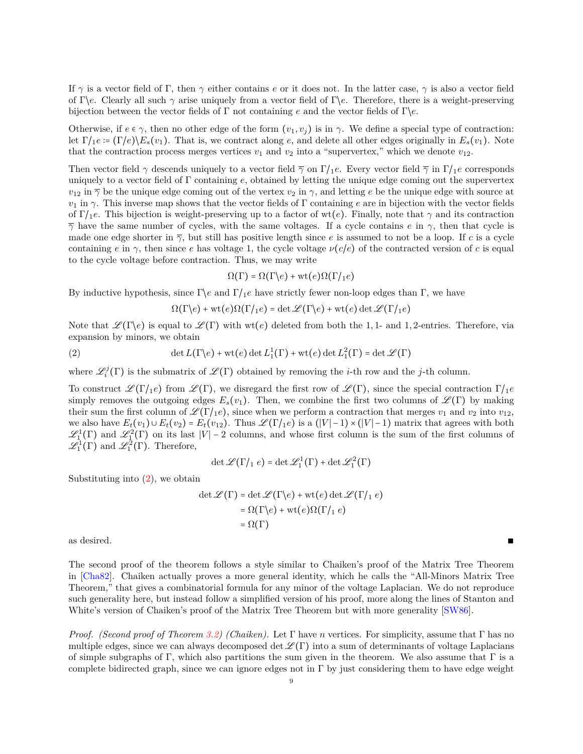If $\gamma$ is a vector field of $\Gamma$, then $\gamma$ either contains $e$ or it does not. In the latter case, $\gamma$ is also a vector field of $\Gamma\backslash e$. Clearly all such $\gamma$ arise uniquely from a vector field of $\Gamma\backslash e$. Therefore, there is a weight-preserving bijection between the vector fields of $\Gamma$ not containing $e$ and the vector fields of $\Gamma\backslash e$.

Otherwise, if $e \in \gamma$, then no other edge of the form $(v_1, v_j)$ is in $\gamma$. We define a special type of contraction: let $\Gamma/_1 e := (\Gamma/e)\backslash E_s(v_1)$. That is, we contract along $e$, and delete all other edges originally in $E_s(v_1)$. Note that the contraction process merges vertices $v_1$ and $v_2$ into a "supervertex," which we denote $v_{12}$.

Then vector field $\gamma$ descends uniquely to a vector field $\overline{\gamma}$ on $\Gamma/_1 e$. Every vector field $\overline{\gamma}$ in $\Gamma/_1 e$ corresponds uniquely to a vector field of $\Gamma$ containing $e$, obtained by letting the unique edge coming out the supervertex $v_{12}$ in $\overline{\gamma}$ be the unique edge coming out of the vertex $v_2$ in $\gamma$, and letting $e$ be the unique edge with source at $v_1$ in $\gamma$. This inverse map shows that the vector fields of $\Gamma$ containing $e$ are in bijection with the vector fields of $\Gamma/_1 e$. This bijection is weight-preserving up to a factor of $\mathrm{wt}(e)$. Finally, note that $\gamma$ and its contraction $\overline{\gamma}$ have the same number of cycles, with the same voltages. If a cycle contains $e$ in $\gamma$, then that cycle is made one edge shorter in $\overline{\gamma}$, but still has positive length since $e$ is assumed to not be a loop. If $c$ is a cycle containing $e$ in $\gamma$, then since $e$ has voltage 1, the cycle voltage $\nu(c/e)$ of the contracted version of $c$ is equal to the cycle voltage before contraction. Thus, we may write

$$\Omega(\Gamma) = \Omega(\Gamma\backslash e) + \mathrm{wt}(e)\Omega(\Gamma/_1 e)$$

By inductive hypothesis, since $\Gamma\backslash e$ and $\Gamma/_1 e$ have strictly fewer non-loop edges than $\Gamma$, we have

$$\Omega(\Gamma\backslash e) + \mathrm{wt}(e)\Omega(\Gamma/_1 e) = \det \mathscr{L}(\Gamma\backslash e) + \mathrm{wt}(e)\det \mathscr{L}(\Gamma/_1 e)$$

Note that $\mathscr{L}(\Gamma\backslash e)$ is equal to $\mathscr{L}(\Gamma)$ with $\mathrm{wt}(e)$ deleted from both the 1,1- and 1,2-entries. Therefore, via expansion by minors, we obtain

$$\det L(\Gamma\backslash e) + \mathrm{wt}(e)\det L_1^1(\Gamma) + \mathrm{wt}(e)\det L_1^2(\Gamma) = \det \mathscr{L}(\Gamma) \tag{2}$$

where $\mathscr{L}_i^j(\Gamma)$ is the submatrix of $\mathscr{L}(\Gamma)$ obtained by removing the $i$-th row and the $j$-th column.

To construct $\mathscr{L}(\Gamma/_1 e)$ from $\mathscr{L}(\Gamma)$, we disregard the first row of $\mathscr{L}(\Gamma)$, since the special contraction $\Gamma/_1 e$ simply removes the outgoing edges $E_s(v_1)$. Then, we combine the first two columns of $\mathscr{L}(\Gamma)$ by making their sum the first column of $\mathscr{L}(\Gamma/_1 e)$, since when we perform a contraction that merges $v_1$ and $v_2$ into $v_{12}$, we also have $E_t(v_1) \cup E_t(v_2) = E_t(v_{12})$. Thus $\mathscr{L}(\Gamma/_1 e)$ is a $(|V|-1)\times(|V|-1)$ matrix that agrees with both $\mathscr{L}_1^1(\Gamma)$ and $\mathscr{L}_1^2(\Gamma)$ on its last $|V|-2$ columns, and whose first column is the sum of the first columns of $\mathscr{L}_1^1(\Gamma)$ and $\mathscr{L}_1^2(\Gamma)$. Therefore,

$$\det \mathscr{L}(\Gamma/_1 e) = \det \mathscr{L}_1^1(\Gamma) + \det \mathscr{L}_1^2(\Gamma)$$

Substituting into (2), we obtain

$$\begin{aligned}
\det \mathscr{L}(\Gamma) &= \det \mathscr{L}(\Gamma\backslash e) + \mathrm{wt}(e)\det \mathscr{L}(\Gamma/_1 e)\\
&= \Omega(\Gamma\backslash e) + \mathrm{wt}(e)\Omega(\Gamma/_1 e)\\
&= \Omega(\Gamma)
\end{aligned}$$

as desired. ■

The second proof of the theorem follows a style similar to Chaiken's proof of the Matrix Tree Theorem in [Cha82]. Chaiken actually proves a more general identity, which he calls the "All-Minors Matrix Tree Theorem," that gives a combinatorial formula for any minor of the voltage Laplacian. We do not reproduce such generality here, but instead follow a simplified version of his proof, more along the lines of Stanton and White's version of Chaiken's proof of the Matrix Tree Theorem but with more generality [SW86].

*Proof. (Second proof of Theorem 3.2) (Chaiken).* Let $\Gamma$ have $n$ vertices. For simplicity, assume that $\Gamma$ has no multiple edges, since we can always decomposed $\det \mathscr{L}(\Gamma)$ into a sum of determinants of voltage Laplacians of simple subgraphs of $\Gamma$, which also partitions the sum given in the theorem. We also assume that $\Gamma$ is a complete bidirected graph, since we can ignore edges not in $\Gamma$ by just considering them to have edge weight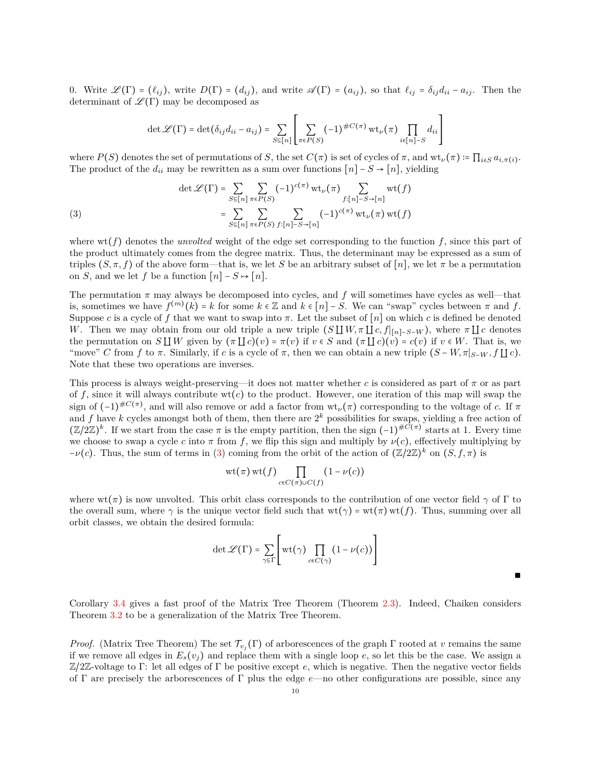0. Write $\mathscr{L}(\Gamma) = (\ell_{ij})$, write $D(\Gamma) = (d_{ij})$, and write $\mathscr{A}(\Gamma) = (a_{ij})$, so that $\ell_{ij} = \delta_{ij} d_{ii} - a_{ij}$. Then the determinant of $\mathscr{L}(\Gamma)$ may be decomposed as

$$\det \mathscr{L}(\Gamma) = \det(\delta_{ij} d_{ii} - a_{ij}) = \sum_{S \subseteq [n]} \left[ \sum_{\pi \in P(S)} (-1)^{\# C(\pi)} \operatorname{wt}_\nu(\pi) \prod_{i \in [n]-S} d_{ii} \right]$$

where $P(S)$ denotes the set of permutations of $S$, the set $C(\pi)$ is set of cycles of $\pi$, and $\operatorname{wt}_\nu(\pi) := \prod_{i \in S} a_{i,\pi(i)}$. The product of the $d_{ii}$ may be rewritten as a sum over functions $[n] - S \to [n]$, yielding

$$\begin{aligned}
\det \mathscr{L}(\Gamma) &= \sum_{S \subseteq [n]} \sum_{\pi \in P(S)} (-1)^{c(\pi)} \operatorname{wt}_\nu(\pi) \sum_{f:[n]-S \to [n]} \operatorname{wt}(f) \\
&= \sum_{S \subseteq [n]} \sum_{\pi \in P(S)} \sum_{f:[n]-S \to [n]} (-1)^{c(\pi)} \operatorname{wt}_\nu(\pi) \operatorname{wt}(f)
\end{aligned} \tag{3}$$

where $\operatorname{wt}(f)$ denotes the *unvolted* weight of the edge set corresponding to the function $f$, since this part of the product ultimately comes from the degree matrix. Thus, the determinant may be expressed as a sum of triples $(S, \pi, f)$ of the above form—that is, we let $S$ be an arbitrary subset of $[n]$, we let $\pi$ be a permutation on $S$, and we let $f$ be a function $[n] - S \mapsto [n]$.

The permutation $\pi$ may always be decomposed into cycles, and $f$ will sometimes have cycles as well—that is, sometimes we have $f^{(m)}(k) = k$ for some $k \in \mathbb{Z}$ and $k \in [n] - S$. We can "swap" cycles between $\pi$ and $f$. Suppose $c$ is a cycle of $f$ that we want to swap into $\pi$. Let the subset of $[n]$ on which $c$ is defined be denoted $W$. Then we may obtain from our old triple a new triple $(S \coprod W, \pi \coprod c, f|_{[n]-S-W})$, where $\pi \coprod c$ denotes the permutation on $S \coprod W$ given by $(\pi \coprod c)(v) = \pi(v)$ if $v \in S$ and $(\pi \coprod c)(v) = c(v)$ if $v \in W$. That is, we "move" $C$ from $f$ to $\pi$. Similarly, if $c$ is a cycle of $\pi$, then we can obtain a new triple $(S - W, \pi|_{S-W}, f \coprod c)$. Note that these two operations are inverses.

This process is always weight-preserving—it does not matter whether $c$ is considered as part of $\pi$ or as part of $f$, since it will always contribute $\operatorname{wt}(c)$ to the product. However, one iteration of this map will swap the sign of $(-1)^{\# C(\pi)}$, and will also remove or add a factor from $\operatorname{wt}_\nu(\pi)$ corresponding to the voltage of $c$. If $\pi$ and $f$ have $k$ cycles amongst both of them, then there are $2^k$ possibilities for swaps, yielding a free action of $(\mathbb{Z}/2\mathbb{Z})^k$. If we start from the case $\pi$ is the empty partition, then the sign $(-1)^{\# C(\pi)}$ starts at 1. Every time we choose to swap a cycle $c$ into $\pi$ from $f$, we flip this sign and multiply by $\nu(c)$, effectively multiplying by $-\nu(c)$. Thus, the sum of terms in (3) coming from the orbit of the action of $(\mathbb{Z}/2\mathbb{Z})^k$ on $(S, f, \pi)$ is

$$\operatorname{wt}(\pi) \operatorname{wt}(f) \prod_{c \in C(\pi) \cup C(f)} (1 - \nu(c))$$

where $\operatorname{wt}(\pi)$ is now unvolted. This orbit class corresponds to the contribution of one vector field $\gamma$ of $\Gamma$ to the overall sum, where $\gamma$ is the unique vector field such that $\operatorname{wt}(\gamma) = \operatorname{wt}(\pi)\operatorname{wt}(f)$. Thus, summing over all orbit classes, we obtain the desired formula:

$$\det \mathscr{L}(\Gamma) = \sum_{\gamma \subseteq \Gamma} \left[ \operatorname{wt}(\gamma) \prod_{c \in C(\gamma)} (1 - \nu(c)) \right]$$

∎

Corollary 3.4 gives a fast proof of the Matrix Tree Theorem (Theorem 2.3). Indeed, Chaiken considers Theorem 3.2 to be a generalization of the Matrix Tree Theorem.

*Proof.* (Matrix Tree Theorem) The set $\mathcal{T}_{v_j}(\Gamma)$ of arborescences of the graph $\Gamma$ rooted at $v$ remains the same if we remove all edges in $E_s(v_j)$ and replace them with a single loop $e$, so let this be the case. We assign a $\mathbb{Z}/2\mathbb{Z}$-voltage to $\Gamma$: let all edges of $\Gamma$ be positive except $e$, which is negative. Then the negative vector fields of $\Gamma$ are precisely the arborescences of $\Gamma$ plus the edge $e$—no other configurations are possible, since any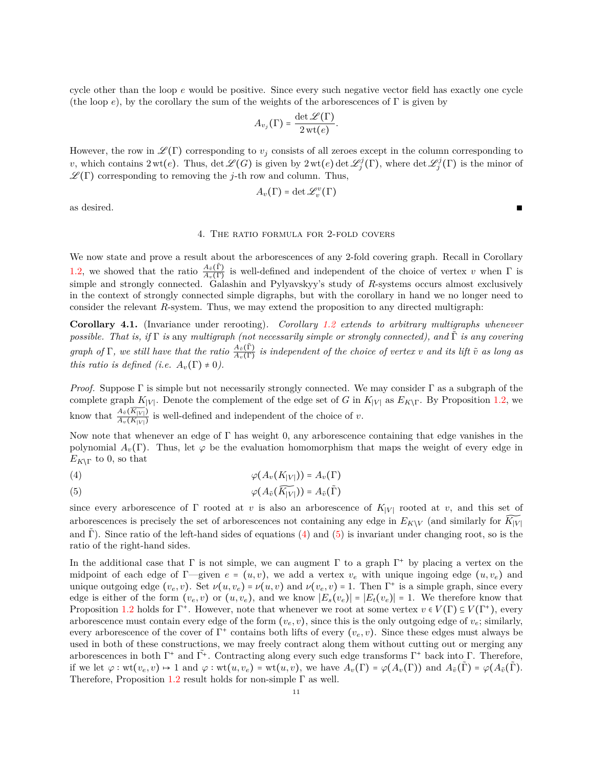cycle other than the loop $e$ would be positive. Since every such negative vector field has exactly one cycle (the loop $e$), by the corollary the sum of the weights of the arborescences of $\Gamma$ is given by

$$A_{v_j}(\Gamma) = \frac{\det \mathscr{L}(\Gamma)}{2\,\mathrm{wt}(e)}.$$

However, the row in $\mathscr{L}(\Gamma)$ corresponding to $v_j$ consists of all zeroes except in the column corresponding to $v$, which contains $2\,\mathrm{wt}(e)$. Thus, $\det \mathscr{L}(G)$ is given by $2\,\mathrm{wt}(e) \det \mathscr{L}_j^j(\Gamma)$, where $\det \mathscr{L}_j^j(\Gamma)$ is the minor of $\mathscr{L}(\Gamma)$ corresponding to removing the $j$-th row and column. Thus,

$$A_v(\Gamma) = \det \mathscr{L}_v^v(\Gamma)$$

as desired. ∎

## 4. The ratio formula for 2-fold covers

We now state and prove a result about the arborescences of any 2-fold covering graph. Recall in Corollary 1.2, we showed that the ratio $\frac{A_{\tilde{v}}(\tilde{\Gamma})}{A_v(\Gamma)}$ is well-defined and independent of the choice of vertex $v$ when $\Gamma$ is simple and strongly connected. Galashin and Pylyavskyy's study of $R$-systems occurs almost exclusively in the context of strongly connected simple digraphs, but with the corollary in hand we no longer need to consider the relevant $R$-system. Thus, we may extend the proposition to any directed multigraph:

**Corollary 4.1.** (Invariance under rerooting). *Corollary 1.2 extends to arbitrary multigraphs whenever possible. That is, if $\Gamma$ is* any *multigraph (not necessarily simple or strongly connected), and $\tilde{\Gamma}$ is any covering graph of $\Gamma$, we still have that the ratio $\frac{A_{\tilde{v}}(\tilde{\Gamma})}{A_v(\Gamma)}$ is independent of the choice of vertex $v$ and its lift $\tilde{v}$ as long as this ratio is defined (i.e. $A_v(\Gamma) \neq 0$).*

*Proof.* Suppose $\Gamma$ is simple but not necessarily strongly connected. We may consider $\Gamma$ as a subgraph of the complete graph $K_{|V|}$. Denote the complement of the edge set of $G$ in $K_{|V|}$ as $E_{K\setminus\Gamma}$. By Proposition 1.2, we know that $\frac{A_{\tilde{v}}(\widetilde{K_{|V|}})}{A_v(K_{|V|})}$ is well-defined and independent of the choice of $v$.

Now note that whenever an edge of $\Gamma$ has weight 0, any arborescence containing that edge vanishes in the polynomial $A_v(\Gamma)$. Thus, let $\varphi$ be the evaluation homomorphism that maps the weight of every edge in $E_{K\setminus\Gamma}$ to 0, so that

$$\varphi(A_v(K_{|V|})) = A_v(\Gamma) \tag{4}$$

$$\varphi(A_{\tilde{v}}(\widetilde{K_{|V|}})) = A_{\tilde{v}}(\tilde{\Gamma}) \tag{5}$$

since every arborescence of $\Gamma$ rooted at $v$ is also an arborescence of $K_{|V|}$ rooted at $v$, and this set of arborescences is precisely the set of arborescences not containing any edge in $E_{K\setminus V}$ (and similarly for $\widetilde{K_{|V|}}$ and $\tilde{\Gamma}$). Since ratio of the left-hand sides of equations (4) and (5) is invariant under changing root, so is the ratio of the right-hand sides.

In the additional case that $\Gamma$ is not simple, we can augment $\Gamma$ to a graph $\Gamma^+$ by placing a vertex on the midpoint of each edge of $\Gamma$—given $e = (u, v)$, we add a vertex $v_e$ with unique ingoing edge $(u, v_e)$ and unique outgoing edge $(v_e, v)$. Set $\nu(u, v_e) = \nu(u, v)$ and $\nu(v_e, v) = 1$. Then $\Gamma^+$ is a simple graph, since every edge is either of the form $(v_e, v)$ or $(u, v_e)$, and we know $|E_s(v_e)| = |E_t(v_e)| = 1$. We therefore know that Proposition 1.2 holds for $\Gamma^+$. However, note that whenever we root at some vertex $v \in V(\Gamma) \subseteq V(\Gamma^+)$, every arborescence must contain every edge of the form $(v_e, v)$, since this is the only outgoing edge of $v_e$; similarly, every arborescence of the cover of $\Gamma^+$ contains both lifts of every $(v_e, v)$. Since these edges must always be used in both of these constructions, we may freely contract along them without cutting out or merging any arborescences in both $\Gamma^+$ and $\tilde{\Gamma}^+$. Contracting along every such edge transforms $\Gamma^+$ back into $\Gamma$. Therefore, if we let $\varphi : \mathrm{wt}(v_e, v) \mapsto 1$ and $\varphi : \mathrm{wt}(u, v_e) = \mathrm{wt}(u, v)$, we have $A_v(\Gamma) = \varphi(A_v(\Gamma))$ and $A_{\tilde{v}}(\tilde{\Gamma}) = \varphi(A_{\tilde{v}}(\tilde{\Gamma}))$. Therefore, Proposition 1.2 result holds for non-simple $\Gamma$ as well.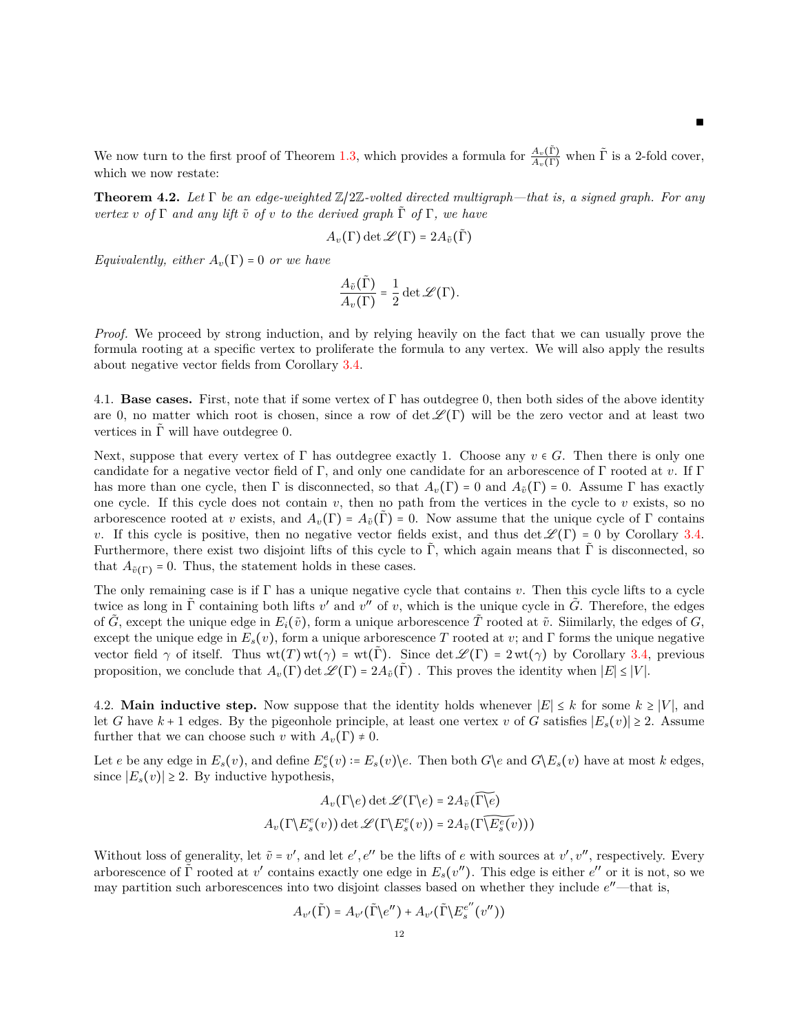∎

We now turn to the first proof of Theorem 1.3, which provides a formula for $\frac{A_v(\tilde{\Gamma})}{A_v(\Gamma)}$ when $\tilde{\Gamma}$ is a 2-fold cover, which we now restate:

**Theorem 4.2.** *Let $\Gamma$ be an edge-weighted $\mathbb{Z}/2\mathbb{Z}$-volted directed multigraph—that is, a signed graph. For any vertex $v$ of $\Gamma$ and any lift $\tilde{v}$ of $v$ to the derived graph $\tilde{\Gamma}$ of $\Gamma$, we have*

$$A_v(\Gamma)\det\mathscr{L}(\Gamma) = 2A_{\tilde{v}}(\tilde{\Gamma})$$

*Equivalently, either $A_v(\Gamma) = 0$ or we have*

$$\frac{A_{\tilde{v}}(\tilde{\Gamma})}{A_v(\Gamma)} = \frac{1}{2}\det\mathscr{L}(\Gamma).$$

*Proof.* We proceed by strong induction, and by relying heavily on the fact that we can usually prove the formula rooting at a specific vertex to proliferate the formula to any vertex. We will also apply the results about negative vector fields from Corollary 3.4.

4.1. **Base cases.** First, note that if some vertex of $\Gamma$ has outdegree 0, then both sides of the above identity are 0, no matter which root is chosen, since a row of $\det\mathscr{L}(\Gamma)$ will be the zero vector and at least two vertices in $\tilde{\Gamma}$ will have outdegree 0.

Next, suppose that every vertex of $\Gamma$ has outdegree exactly 1. Choose any $v \in G$. Then there is only one candidate for a negative vector field of $\Gamma$, and only one candidate for an arborescence of $\Gamma$ rooted at $v$. If $\Gamma$ has more than one cycle, then $\Gamma$ is disconnected, so that $A_v(\Gamma) = 0$ and $A_{\tilde{v}}(\Gamma) = 0$. Assume $\Gamma$ has exactly one cycle. If this cycle does not contain $v$, then no path from the vertices in the cycle to $v$ exists, so no arborescence rooted at $v$ exists, and $A_v(\Gamma) = A_{\tilde{v}}(\tilde{\Gamma}) = 0$. Now assume that the unique cycle of $\Gamma$ contains $v$. If this cycle is positive, then no negative vector fields exist, and thus $\det\mathscr{L}(\Gamma) = 0$ by Corollary 3.4. Furthermore, there exist two disjoint lifts of this cycle to $\tilde{\Gamma}$, which again means that $\tilde{\Gamma}$ is disconnected, so that $A_{\tilde{v}(\Gamma)} = 0$. Thus, the statement holds in these cases.

The only remaining case is if $\Gamma$ has a unique negative cycle that contains $v$. Then this cycle lifts to a cycle twice as long in $\tilde{\Gamma}$ containing both lifts $v'$ and $v''$ of $v$, which is the unique cycle in $\tilde{G}$. Therefore, the edges of $\tilde{G}$, except the unique edge in $E_i(\tilde{v})$, form a unique arborescence $\tilde{T}$ rooted at $\tilde{v}$. Siimilarly, the edges of $G$, except the unique edge in $E_s(v)$, form a unique arborescence $T$ rooted at $v$; and $\Gamma$ forms the unique negative vector field $\gamma$ of itself. Thus $\mathrm{wt}(T)\,\mathrm{wt}(\gamma) = \mathrm{wt}(\tilde{\Gamma})$. Since $\det\mathscr{L}(\Gamma) = 2\,\mathrm{wt}(\gamma)$ by Corollary 3.4, previous proposition, we conclude that $A_v(\Gamma)\det\mathscr{L}(\Gamma) = 2A_{\tilde{v}}(\tilde{\Gamma})$ . This proves the identity when $|E| \le |V|$.

4.2. **Main inductive step.** Now suppose that the identity holds whenever $|E| \le k$ for some $k \ge |V|$, and let $G$ have $k+1$ edges. By the pigeonhole principle, at least one vertex $v$ of $G$ satisfies $|E_s(v)| \ge 2$. Assume further that we can choose such $v$ with $A_v(\Gamma) \ne 0$.

Let $e$ be any edge in $E_s(v)$, and define $E_s^e(v) := E_s(v)\backslash e$. Then both $G\backslash e$ and $G\backslash E_s(v)$ have at most $k$ edges, since $|E_s(v)| \ge 2$. By inductive hypothesis,

$$A_v(\Gamma\backslash e)\det\mathscr{L}(\Gamma\backslash e) = 2A_{\tilde{v}}(\widetilde{\Gamma\backslash e})$$
$$A_v(\Gamma\backslash E_s^e(v))\det\mathscr{L}(\Gamma\backslash E_s^e(v)) = 2A_{\tilde{v}}(\widetilde{\Gamma\backslash E_s^e(v)}))$$

Without loss of generality, let $\tilde{v} = v'$, and let $e', e''$ be the lifts of $e$ with sources at $v', v''$, respectively. Every arborescence of $\tilde{\Gamma}$ rooted at $v'$ contains exactly one edge in $E_s(v'')$. This edge is either $e''$ or it is not, so we may partition such arborescences into two disjoint classes based on whether they include $e''$—that is,

$$A_{v'}(\tilde{\Gamma}) = A_{v'}(\tilde{\Gamma}\backslash e'') + A_{v'}(\tilde{\Gamma}\backslash E_s^{e''}(v''))$$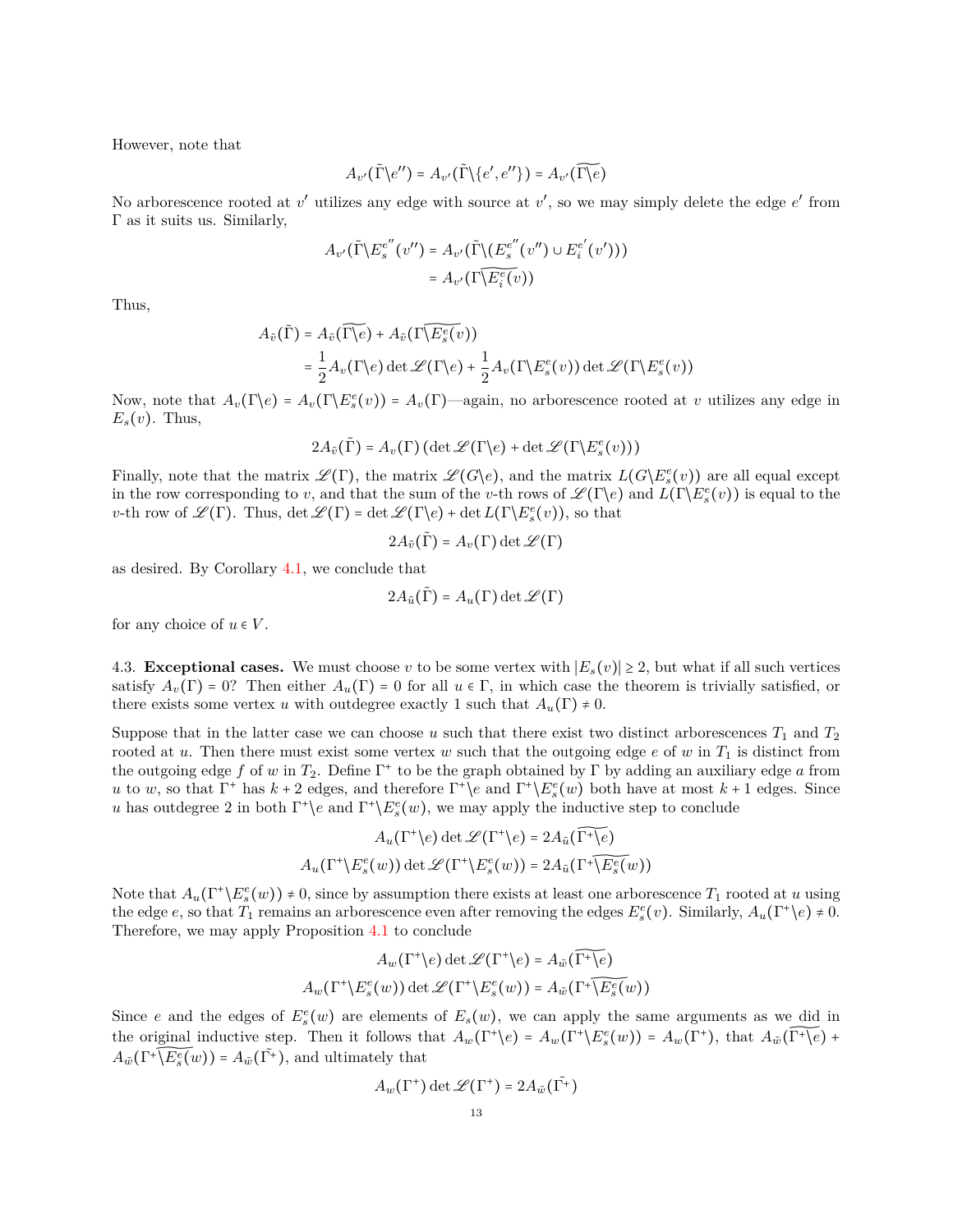However, note that

$$A_{v'}(\tilde{\Gamma}\backslash e'') = A_{v'}(\tilde{\Gamma}\backslash\{e', e''\}) = A_{v'}(\widetilde{\Gamma\backslash e})$$

No arborescence rooted at $v'$ utilizes any edge with source at $v'$, so we may simply delete the edge $e'$ from $\Gamma$ as it suits us. Similarly,

$$\begin{aligned} A_{v'}(\tilde{\Gamma}\backslash E_s^{e''}(v'')) &= A_{v'}(\tilde{\Gamma}\backslash(E_s^{e''}(v'') \cup E_i^{e'}(v'))) \\ &= A_{v'}(\Gamma\widetilde{\backslash E_i^e(v)}) \end{aligned}$$

Thus,

$$\begin{aligned} A_{\tilde{v}}(\tilde{\Gamma}) &= A_{\tilde{v}}(\widetilde{\Gamma\backslash e}) + A_{\tilde{v}}(\Gamma\widetilde{\backslash E_s^e(v)}) \\ &= \frac{1}{2}A_v(\Gamma\backslash e)\det\mathscr{L}(\Gamma\backslash e) + \frac{1}{2}A_v(\Gamma\backslash E_s^e(v))\det\mathscr{L}(\Gamma\backslash E_s^e(v)) \end{aligned}$$

Now, note that $A_v(\Gamma\backslash e) = A_v(\Gamma\backslash E_s^e(v)) = A_v(\Gamma)$—again, no arborescence rooted at $v$ utilizes any edge in $E_s(v)$. Thus,

$$2A_{\tilde{v}}(\tilde{\Gamma}) = A_v(\Gamma)\left(\det\mathscr{L}(\Gamma\backslash e) + \det\mathscr{L}(\Gamma\backslash E_s^e(v))\right)$$

Finally, note that the matrix $\mathscr{L}(\Gamma)$, the matrix $\mathscr{L}(G\backslash e)$, and the matrix $L(G\backslash E_s^e(v))$ are all equal except in the row corresponding to $v$, and that the sum of the $v$-th rows of $\mathscr{L}(\Gamma\backslash e)$ and $L(\Gamma\backslash E_s^e(v))$ is equal to the $v$-th row of $\mathscr{L}(\Gamma)$. Thus, $\det\mathscr{L}(\Gamma) = \det\mathscr{L}(\Gamma\backslash e) + \det L(\Gamma\backslash E_s^e(v))$, so that

$$2A_{\tilde{v}}(\tilde{\Gamma}) = A_v(\Gamma)\det\mathscr{L}(\Gamma)$$

as desired. By Corollary 4.1, we conclude that

$$2A_{\tilde{u}}(\tilde{\Gamma}) = A_u(\Gamma)\det\mathscr{L}(\Gamma)$$

for any choice of $u \in V$.

4.3. **Exceptional cases.** We must choose $v$ to be some vertex with $|E_s(v)| \geq 2$, but what if all such vertices satisfy $A_v(\Gamma) = 0$? Then either $A_u(\Gamma) = 0$ for all $u \in \Gamma$, in which case the theorem is trivially satisfied, or there exists some vertex $u$ with outdegree exactly 1 such that $A_u(\Gamma) \neq 0$.

Suppose that in the latter case we can choose $u$ such that there exist two distinct arborescences $T_1$ and $T_2$ rooted at $u$. Then there must exist some vertex $w$ such that the outgoing edge $e$ of $w$ in $T_1$ is distinct from the outgoing edge $f$ of $w$ in $T_2$. Define $\Gamma^+$ to be the graph obtained by $\Gamma$ by adding an auxiliary edge $a$ from $u$ to $w$, so that $\Gamma^+$ has $k+2$ edges, and therefore $\Gamma^+\backslash e$ and $\Gamma^+\backslash E_s^e(w)$ both have at most $k+1$ edges. Since $u$ has outdegree 2 in both $\Gamma^+\backslash e$ and $\Gamma^+\backslash E_s^e(w)$, we may apply the inductive step to conclude

$$\begin{aligned} A_u(\Gamma^+\backslash e)\det\mathscr{L}(\Gamma^+\backslash e) &= 2A_{\tilde{u}}(\widetilde{\Gamma^+\backslash e}) \\ A_u(\Gamma^+\backslash E_s^e(w))\det\mathscr{L}(\Gamma^+\backslash E_s^e(w)) &= 2A_{\tilde{u}}(\Gamma^+\widetilde{\backslash E_s^e}(w)) \end{aligned}$$

Note that $A_u(\Gamma^+\backslash E_s^e(w)) \neq 0$, since by assumption there exists at least one arborescence $T_1$ rooted at $u$ using the edge $e$, so that $T_1$ remains an arborescence even after removing the edges $E_s^e(v)$. Similarly, $A_u(\Gamma^+\backslash e) \neq 0$. Therefore, we may apply Proposition 4.1 to conclude

$$\begin{aligned} A_w(\Gamma^+\backslash e)\det\mathscr{L}(\Gamma^+\backslash e) &= A_{\tilde{w}}(\widetilde{\Gamma^+\backslash e}) \\ A_w(\Gamma^+\backslash E_s^e(w))\det\mathscr{L}(\Gamma^+\backslash E_s^e(w)) &= A_{\tilde{w}}(\Gamma^+\widetilde{\backslash E_s^e}(w)) \end{aligned}$$

Since $e$ and the edges of $E_s^e(w)$ are elements of $E_s(w)$, we can apply the same arguments as we did in the original inductive step. Then it follows that $A_w(\Gamma^+\backslash e) = A_w(\Gamma^+\backslash E_s^e(w)) = A_w(\Gamma^+)$, that $A_{\tilde{w}}(\widetilde{\Gamma^+\backslash e}) + A_{\tilde{w}}(\Gamma^+\widetilde{\backslash E_s^e}(w)) = A_{\tilde{w}}(\tilde{\Gamma^+})$, and ultimately that

$$A_w(\Gamma^+)\det\mathscr{L}(\Gamma^+) = 2A_{\tilde{w}}(\tilde{\Gamma^+})$$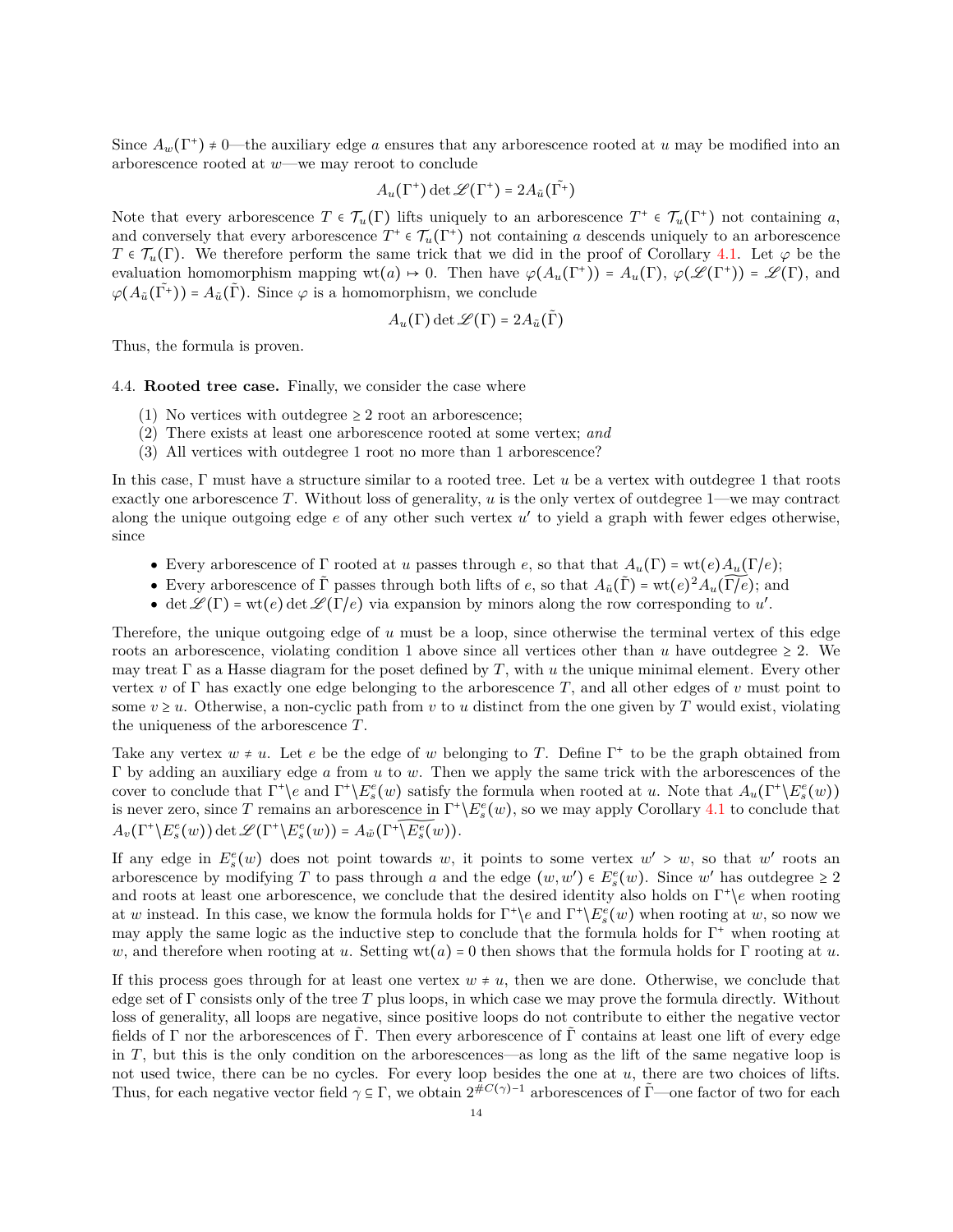Since $A_w(\Gamma^+) \neq 0$—the auxiliary edge $a$ ensures that any arborescence rooted at $u$ may be modified into an arborescence rooted at $w$—we may reroot to conclude

$$A_u(\Gamma^+)\det\mathscr{L}(\Gamma^+) = 2A_{\tilde{u}}(\tilde{\Gamma^+})$$

Note that every arborescence $T \in \mathcal{T}_u(\Gamma)$ lifts uniquely to an arborescence $T^+ \in \mathcal{T}_u(\Gamma^+)$ not containing $a$, and conversely that every arborescence $T^+ \in \mathcal{T}_u(\Gamma^+)$ not containing $a$ descends uniquely to an arborescence $T \in \mathcal{T}_u(\Gamma)$. We therefore perform the same trick that we did in the proof of Corollary 4.1. Let $\varphi$ be the evaluation homomorphism mapping $\mathrm{wt}(a) \mapsto 0$. Then have $\varphi(A_u(\Gamma^+)) = A_u(\Gamma)$, $\varphi(\mathscr{L}(\Gamma^+)) = \mathscr{L}(\Gamma)$, and $\varphi(A_{\tilde{u}}(\tilde{\Gamma^+})) = A_{\tilde{u}}(\tilde{\Gamma})$. Since $\varphi$ is a homomorphism, we conclude

$$A_u(\Gamma)\det\mathscr{L}(\Gamma) = 2A_{\tilde{u}}(\tilde{\Gamma})$$

Thus, the formula is proven.

4.4. **Rooted tree case.** Finally, we consider the case where

(1) No vertices with outdegree $\geq 2$ root an arborescence;
(2) There exists at least one arborescence rooted at some vertex; *and*
(3) All vertices with outdegree 1 root no more than 1 arborescence?

In this case, $\Gamma$ must have a structure similar to a rooted tree. Let $u$ be a vertex with outdegree 1 that roots exactly one arborescence $T$. Without loss of generality, $u$ is the only vertex of outdegree 1—we may contract along the unique outgoing edge $e$ of any other such vertex $u'$ to yield a graph with fewer edges otherwise, since

- Every arborescence of $\Gamma$ rooted at $u$ passes through $e$, so that that $A_u(\Gamma) = \mathrm{wt}(e)A_u(\Gamma/e)$;
- Every arborescence of $\tilde{\Gamma}$ passes through both lifts of $e$, so that $A_{\tilde{u}}(\tilde{\Gamma}) = \mathrm{wt}(e)^2 A_u(\widetilde{\Gamma/e})$; and
- $\det\mathscr{L}(\Gamma) = \mathrm{wt}(e)\det\mathscr{L}(\Gamma/e)$ via expansion by minors along the row corresponding to $u'$.

Therefore, the unique outgoing edge of $u$ must be a loop, since otherwise the terminal vertex of this edge roots an arborescence, violating condition 1 above since all vertices other than $u$ have outdegree $\geq 2$. We may treat $\Gamma$ as a Hasse diagram for the poset defined by $T$, with $u$ the unique minimal element. Every other vertex $v$ of $\Gamma$ has exactly one edge belonging to the arborescence $T$, and all other edges of $v$ must point to some $v \geq u$. Otherwise, a non-cyclic path from $v$ to $u$ distinct from the one given by $T$ would exist, violating the uniqueness of the arborescence $T$.

Take any vertex $w \neq u$. Let $e$ be the edge of $w$ belonging to $T$. Define $\Gamma^+$ to be the graph obtained from $\Gamma$ by adding an auxiliary edge $a$ from $u$ to $w$. Then we apply the same trick with the arborescences of the cover to conclude that $\Gamma^+\backslash e$ and $\Gamma^+\backslash E_s^e(w)$ satisfy the formula when rooted at $u$. Note that $A_u(\Gamma^+\backslash E_s^e(w))$ is never zero, since $T$ remains an arborescence in $\Gamma^+\backslash E_s^e(w)$, so we may apply Corollary 4.1 to conclude that $A_v(\Gamma^+\backslash E_s^e(w))\det\mathscr{L}(\Gamma^+\backslash E_s^e(w)) = A_{\tilde{w}}(\widetilde{\Gamma^+\backslash E_s^e(w)})$.

If any edge in $E_s^e(w)$ does not point towards $w$, it points to some vertex $w' > w$, so that $w'$ roots an arborescence by modifying $T$ to pass through $a$ and the edge $(w, w') \in E_s^e(w)$. Since $w'$ has outdegree $\geq 2$ and roots at least one arborescence, we conclude that the desired identity also holds on $\Gamma^+\backslash e$ when rooting at $w$ instead. In this case, we know the formula holds for $\Gamma^+\backslash e$ and $\Gamma^+\backslash E_s^e(w)$ when rooting at $w$, so now we may apply the same logic as the inductive step to conclude that the formula holds for $\Gamma^+$ when rooting at $w$, and therefore when rooting at $u$. Setting $\mathrm{wt}(a) = 0$ then shows that the formula holds for $\Gamma$ rooting at $u$.

If this process goes through for at least one vertex $w \neq u$, then we are done. Otherwise, we conclude that edge set of $\Gamma$ consists only of the tree $T$ plus loops, in which case we may prove the formula directly. Without loss of generality, all loops are negative, since positive loops do not contribute to either the negative vector fields of $\Gamma$ nor the arborescences of $\tilde{\Gamma}$. Then every arborescence of $\tilde{\Gamma}$ contains at least one lift of every edge in $T$, but this is the only condition on the arborescences—as long as the lift of the same negative loop is not used twice, there can be no cycles. For every loop besides the one at $u$, there are two choices of lifts. Thus, for each negative vector field $\gamma \subseteq \Gamma$, we obtain $2^{\#C(\gamma)-1}$ arborescences of $\tilde{\Gamma}$—one factor of two for each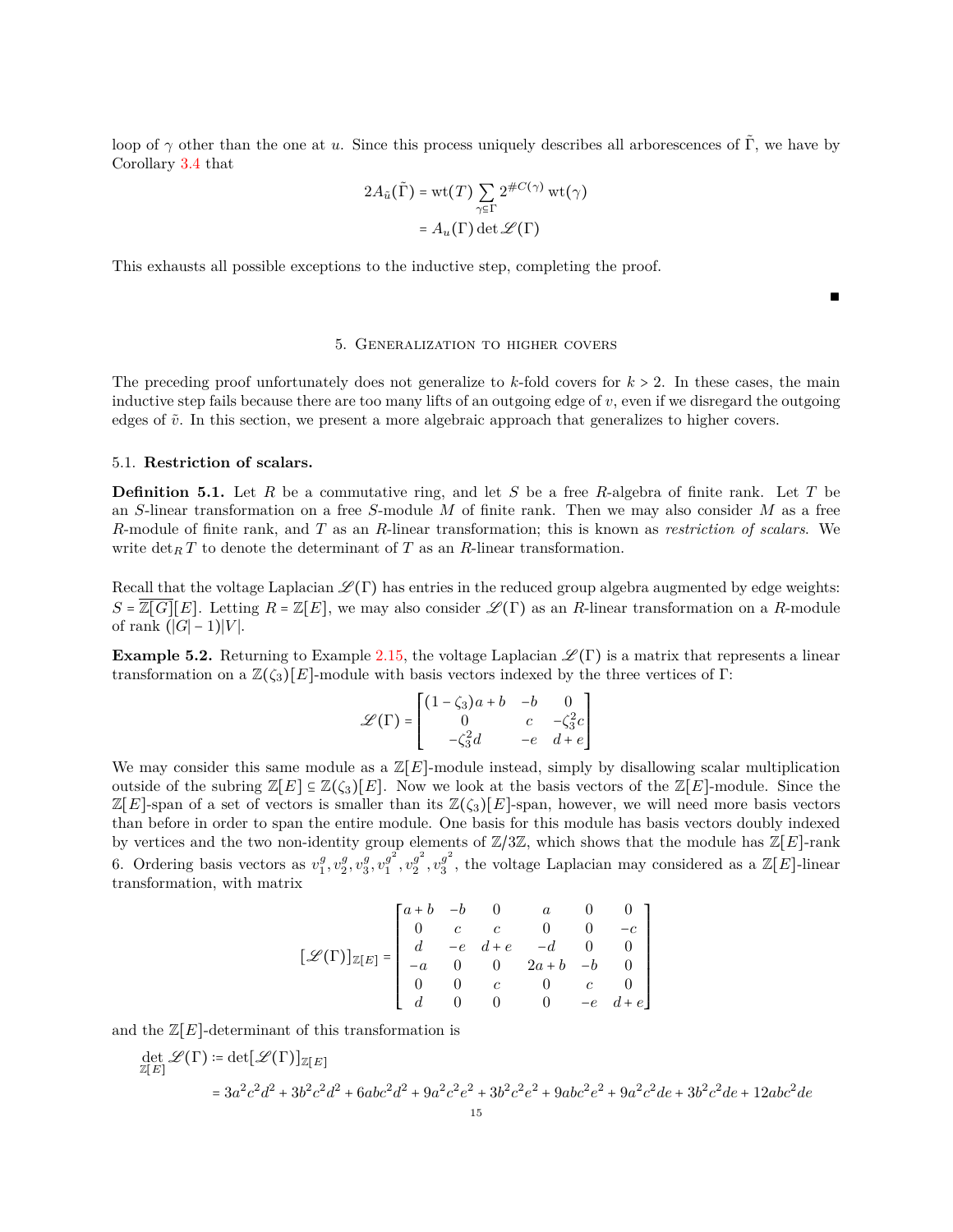loop of $\gamma$ other than the one at $u$. Since this process uniquely describes all arborescences of $\tilde{\Gamma}$, we have by Corollary 3.4 that

$$
\begin{aligned}
2A_{\tilde{u}}(\tilde{\Gamma}) &= \mathrm{wt}(T) \sum_{\gamma \subseteq \Gamma} 2^{\#C(\gamma)} \mathrm{wt}(\gamma) \\
&= A_u(\Gamma) \det \mathscr{L}(\Gamma)
\end{aligned}
$$

This exhausts all possible exceptions to the inductive step, completing the proof.

■

## 5. Generalization to higher covers

The preceding proof unfortunately does not generalize to $k$-fold covers for $k > 2$. In these cases, the main inductive step fails because there are too many lifts of an outgoing edge of $v$, even if we disregard the outgoing edges of $\tilde{v}$. In this section, we present a more algebraic approach that generalizes to higher covers.

### 5.1. Restriction of scalars.

**Definition 5.1.** Let $R$ be a commutative ring, and let $S$ be a free $R$-algebra of finite rank. Let $T$ be an $S$-linear transformation on a free $S$-module $M$ of finite rank. Then we may also consider $M$ as a free $R$-module of finite rank, and $T$ as an $R$-linear transformation; this is known as *restriction of scalars*. We write $\det_R T$ to denote the determinant of $T$ as an $R$-linear transformation.

Recall that the voltage Laplacian $\mathscr{L}(\Gamma)$ has entries in the reduced group algebra augmented by edge weights: $S = \overline{\mathbb{Z}[G]}[E]$. Letting $R = \mathbb{Z}[E]$, we may also consider $\mathscr{L}(\Gamma)$ as an $R$-linear transformation on a $R$-module of rank $(|G| - 1)|V|$.

**Example 5.2.** Returning to Example 2.15, the voltage Laplacian $\mathscr{L}(\Gamma)$ is a matrix that represents a linear transformation on a $\mathbb{Z}(\zeta_3)[E]$-module with basis vectors indexed by the three vertices of $\Gamma$:

$$
\mathscr{L}(\Gamma) = \begin{bmatrix} (1-\zeta_3)a + b & -b & 0 \\ 0 & c & -\zeta_3^2 c \\ -\zeta_3^2 d & -e & d+e \end{bmatrix}
$$

We may consider this same module as a $\mathbb{Z}[E]$-module instead, simply by disallowing scalar multiplication outside of the subring $\mathbb{Z}[E] \subseteq \mathbb{Z}(\zeta_3)[E]$. Now we look at the basis vectors of the $\mathbb{Z}[E]$-module. Since the $\mathbb{Z}[E]$-span of a set of vectors is smaller than its $\mathbb{Z}(\zeta_3)[E]$-span, however, we will need more basis vectors than before in order to span the entire module. One basis for this module has basis vectors doubly indexed by vertices and the two non-identity group elements of $\mathbb{Z}/3\mathbb{Z}$, which shows that the module has $\mathbb{Z}[E]$-rank 6. Ordering basis vectors as $v_1^g, v_2^g, v_3^g, v_1^{g^2}, v_2^{g^2}, v_3^{g^2}$, the voltage Laplacian may considered as a $\mathbb{Z}[E]$-linear transformation, with matrix

$$
[\mathscr{L}(\Gamma)]_{\mathbb{Z}[E]} = \begin{bmatrix} a+b & -b & 0 & a & 0 & 0 \\ 0 & c & c & 0 & 0 & -c \\ d & -e & d+e & -d & 0 & 0 \\ -a & 0 & 0 & 2a+b & -b & 0 \\ 0 & 0 & c & 0 & c & 0 \\ d & 0 & 0 & 0 & -e & d+e \end{bmatrix}
$$

and the $\mathbb{Z}[E]$-determinant of this transformation is

$$
\begin{aligned}
\det_{\mathbb{Z}[E]} \mathscr{L}(\Gamma) &:= \det[\mathscr{L}(\Gamma)]_{\mathbb{Z}[E]} \\
&= 3a^2c^2d^2 + 3b^2c^2d^2 + 6abc^2d^2 + 9a^2c^2e^2 + 3b^2c^2e^2 + 9abc^2e^2 + 9a^2c^2de + 3b^2c^2de + 12abc^2de
\end{aligned}
$$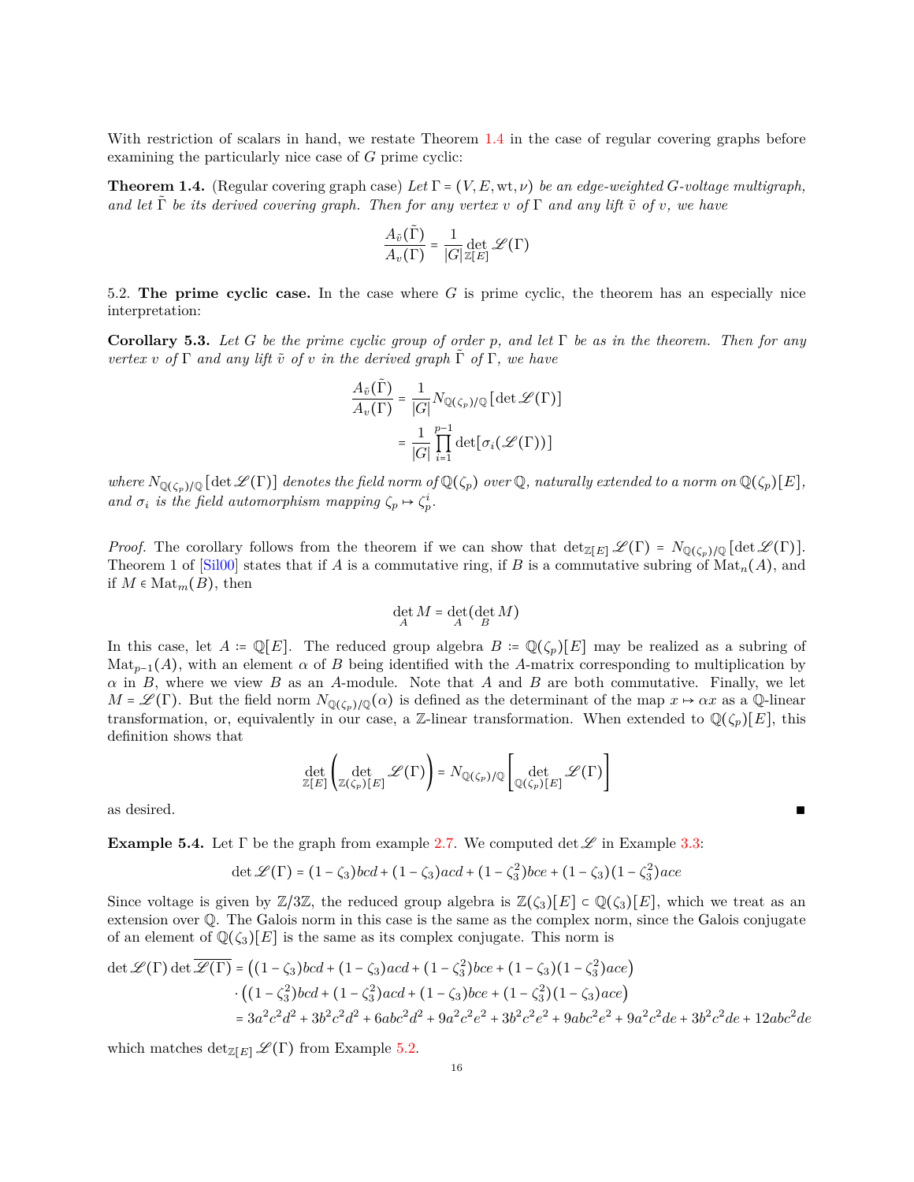With restriction of scalars in hand, we restate Theorem 1.4 in the case of regular covering graphs before examining the particularly nice case of $G$ prime cyclic:

**Theorem 1.4.** (Regular covering graph case) *Let $\Gamma = (V, E, \mathrm{wt}, \nu)$ be an edge-weighted $G$-voltage multigraph, and let $\tilde{\Gamma}$ be its derived covering graph. Then for any vertex $v$ of $\Gamma$ and any lift $\tilde{v}$ of $v$, we have*

$$\frac{A_{\tilde{v}}(\tilde{\Gamma})}{A_v(\Gamma)} = \frac{1}{|G|}\det_{\mathbb{Z}[E]} \mathscr{L}(\Gamma)$$

5.2. **The prime cyclic case.** In the case where $G$ is prime cyclic, the theorem has an especially nice interpretation:

**Corollary 5.3.** *Let $G$ be the prime cyclic group of order $p$, and let $\Gamma$ be as in the theorem. Then for any vertex $v$ of $\Gamma$ and any lift $\tilde{v}$ of $v$ in the derived graph $\tilde{\Gamma}$ of $\Gamma$, we have*

$$\begin{aligned}\frac{A_{\tilde{v}}(\tilde{\Gamma})}{A_v(\Gamma)} &= \frac{1}{|G|} N_{\mathbb{Q}(\zeta_p)/\mathbb{Q}}[\det \mathscr{L}(\Gamma)] \\ &= \frac{1}{|G|}\prod_{i=1}^{p-1} \det[\sigma_i(\mathscr{L}(\Gamma))]\end{aligned}$$

*where $N_{\mathbb{Q}(\zeta_p)/\mathbb{Q}}[\det \mathscr{L}(\Gamma)]$ denotes the field norm of $\mathbb{Q}(\zeta_p)$ over $\mathbb{Q}$, naturally extended to a norm on $\mathbb{Q}(\zeta_p)[E]$, and $\sigma_i$ is the field automorphism mapping $\zeta_p \mapsto \zeta_p^i$.*

*Proof.* The corollary follows from the theorem if we can show that $\det_{\mathbb{Z}[E]} \mathscr{L}(\Gamma) = N_{\mathbb{Q}(\zeta_p)/\mathbb{Q}}[\det \mathscr{L}(\Gamma)]$. Theorem 1 of [Sil00] states that if $A$ is a commutative ring, if $B$ is a commutative subring of $\mathrm{Mat}_n(A)$, and if $M \in \mathrm{Mat}_m(B)$, then

$$\det_A M = \det_A(\det_B M)$$

In this case, let $A := \mathbb{Q}[E]$. The reduced group algebra $B := \mathbb{Q}(\zeta_p)[E]$ may be realized as a subring of $\mathrm{Mat}_{p-1}(A)$, with an element $\alpha$ of $B$ being identified with the $A$-matrix corresponding to multiplication by $\alpha$ in $B$, where we view $B$ as an $A$-module. Note that $A$ and $B$ are both commutative. Finally, we let $M = \mathscr{L}(\Gamma)$. But the field norm $N_{\mathbb{Q}(\zeta_p)/\mathbb{Q}}(\alpha)$ is defined as the determinant of the map $x \mapsto \alpha x$ as a $\mathbb{Q}$-linear transformation, or, equivalently in our case, a $\mathbb{Z}$-linear transformation. When extended to $\mathbb{Q}(\zeta_p)[E]$, this definition shows that

$$\det_{\mathbb{Z}[E]}\left(\det_{\mathbb{Z}(\zeta_p)[E]} \mathscr{L}(\Gamma)\right) = N_{\mathbb{Q}(\zeta_p)/\mathbb{Q}}\left[\det_{\mathbb{Q}(\zeta_p)[E]} \mathscr{L}(\Gamma)\right]$$

as desired. ∎

**Example 5.4.** Let $\Gamma$ be the graph from example 2.7. We computed $\det \mathscr{L}$ in Example 3.3:

$$\det \mathscr{L}(\Gamma) = (1-\zeta_3)bcd + (1-\zeta_3)acd + (1-\zeta_3^2)bce + (1-\zeta_3)(1-\zeta_3^2)ace$$

Since voltage is given by $\mathbb{Z}/3\mathbb{Z}$, the reduced group algebra is $\mathbb{Z}(\zeta_3)[E] \subset \mathbb{Q}(\zeta_3)[E]$, which we treat as an extension over $\mathbb{Q}$. The Galois norm in this case is the same as the complex norm, since the Galois conjugate of an element of $\mathbb{Q}(\zeta_3)[E]$ is the same as its complex conjugate. This norm is

$$\begin{aligned}\det \mathscr{L}(\Gamma)\det\overline{\mathscr{L}(\Gamma)} &= \big((1-\zeta_3)bcd + (1-\zeta_3)acd + (1-\zeta_3^2)bce + (1-\zeta_3)(1-\zeta_3^2)ace\big) \\ &\cdot \big((1-\zeta_3^2)bcd + (1-\zeta_3^2)acd + (1-\zeta_3)bce + (1-\zeta_3^2)(1-\zeta_3)ace\big) \\ &= 3a^2c^2d^2 + 3b^2c^2d^2 + 6abc^2d^2 + 9a^2c^2e^2 + 3b^2c^2e^2 + 9abc^2e^2 + 9a^2c^2de + 3b^2c^2de + 12abc^2de\end{aligned}$$

which matches $\det_{\mathbb{Z}[E]} \mathscr{L}(\Gamma)$ from Example 5.2.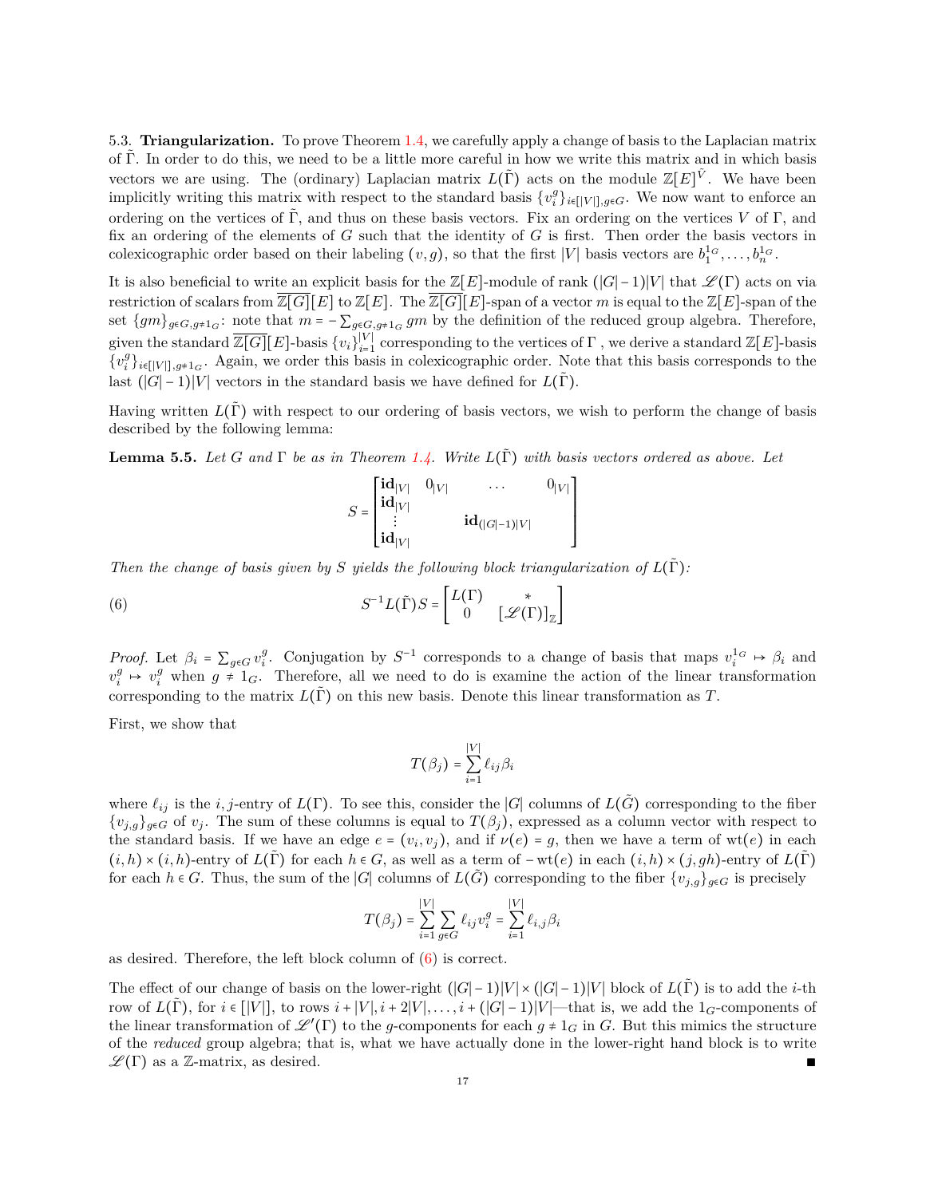5.3. **Triangularization.** To prove Theorem 1.4, we carefully apply a change of basis to the Laplacian matrix of $\tilde{\Gamma}$. In order to do this, we need to be a little more careful in how we write this matrix and in which basis vectors we are using. The (ordinary) Laplacian matrix $L(\tilde{\Gamma})$ acts on the module $\mathbb{Z}[E]^{\tilde{V}}$. We have been implicitly writing this matrix with respect to the standard basis $\{v_i^g\}_{i\in[|V|],g\in G}$. We now want to enforce an ordering on the vertices of $\tilde{\Gamma}$, and thus on these basis vectors. Fix an ordering on the vertices $V$ of $\Gamma$, and fix an ordering of the elements of $G$ such that the identity of $G$ is first. Then order the basis vectors in colexicographic order based on their labeling $(v,g)$, so that the first $|V|$ basis vectors are $b_1^{1_G},\ldots,b_n^{1_G}$.

It is also beneficial to write an explicit basis for the $\mathbb{Z}[E]$-module of rank $(|G|-1)|V|$ that $\mathscr{L}(\Gamma)$ acts on via restriction of scalars from $\overline{\mathbb{Z}[G]}[E]$ to $\mathbb{Z}[E]$. The $\overline{\mathbb{Z}[G]}[E]$-span of a vector $m$ is equal to the $\mathbb{Z}[E]$-span of the set $\{gm\}_{g\in G,g\neq 1_G}$: note that $m = -\sum_{g\in G,g\neq 1_G} gm$ by the definition of the reduced group algebra. Therefore, given the standard $\overline{\mathbb{Z}[G]}[E]$-basis $\{v_i\}_{i=1}^{|V|}$ corresponding to the vertices of $\Gamma$ , we derive a standard $\mathbb{Z}[E]$-basis $\{v_i^g\}_{i\in[|V|],g\neq 1_G}$. Again, we order this basis in colexicographic order. Note that this basis corresponds to the last $(|G|-1)|V|$ vectors in the standard basis we have defined for $L(\tilde{\Gamma})$.

Having written $L(\tilde{\Gamma})$ with respect to our ordering of basis vectors, we wish to perform the change of basis described by the following lemma:

**Lemma 5.5.** *Let $G$ and $\Gamma$ be as in Theorem 1.4. Write $L(\tilde{\Gamma})$ with basis vectors ordered as above. Let*

$$S = \begin{bmatrix} \mathbf{id}_{|V|} & 0_{|V|} & \cdots & 0_{|V|} \\ \mathbf{id}_{|V|} & & & \\ \vdots & & \mathbf{id}_{(|G|-1)|V|} & \\ \mathbf{id}_{|V|} & & & \end{bmatrix}$$

*Then the change of basis given by $S$ yields the following block triangularization of $L(\tilde{\Gamma})$:*

$$S^{-1}L(\tilde{\Gamma})S = \begin{bmatrix} L(\Gamma) & * \\ 0 & [\mathscr{L}(\Gamma)]_{\mathbb{Z}} \end{bmatrix} \tag{6}$$

*Proof.* Let $\beta_i = \sum_{g\in G} v_i^g$. Conjugation by $S^{-1}$ corresponds to a change of basis that maps $v_i^{1_G} \mapsto \beta_i$ and $v_i^g \mapsto v_i^g$ when $g \neq 1_G$. Therefore, all we need to do is examine the action of the linear transformation corresponding to the matrix $L(\tilde{\Gamma})$ on this new basis. Denote this linear transformation as $T$.

First, we show that

$$T(\beta_j) = \sum_{i=1}^{|V|} \ell_{ij}\beta_i$$

where $\ell_{ij}$ is the $i,j$-entry of $L(\Gamma)$. To see this, consider the $|G|$ columns of $L(\tilde{G})$ corresponding to the fiber $\{v_{j,g}\}_{g\in G}$ of $v_j$. The sum of these columns is equal to $T(\beta_j)$, expressed as a column vector with respect to the standard basis. If we have an edge $e = (v_i, v_j)$, and if $\nu(e) = g$, then we have a term of $\mathrm{wt}(e)$ in each $(i,h)\times(i,h)$-entry of $L(\tilde{\Gamma})$ for each $h \in G$, as well as a term of $-\mathrm{wt}(e)$ in each $(i,h)\times(j,gh)$-entry of $L(\tilde{\Gamma})$ for each $h\in G$. Thus, the sum of the $|G|$ columns of $L(\tilde{G})$ corresponding to the fiber $\{v_{j,g}\}_{g\in G}$ is precisely

$$T(\beta_j) = \sum_{i=1}^{|V|}\sum_{g\in G} \ell_{ij} v_i^g = \sum_{i=1}^{|V|} \ell_{i,j}\beta_i$$

as desired. Therefore, the left block column of (6) is correct.

The effect of our change of basis on the lower-right $(|G|-1)|V| \times (|G|-1)|V|$ block of $L(\tilde{\Gamma})$ is to add the $i$-th row of $L(\tilde{\Gamma})$, for $i \in [|V|]$, to rows $i+|V|, i+2|V|, \ldots, i+(|G|-1)|V|$—that is, we add the $1_G$-components of the linear transformation of $\mathscr{L}'(\Gamma)$ to the $g$-components for each $g \neq 1_G$ in $G$. But this mimics the structure of the *reduced* group algebra; that is, what we have actually done in the lower-right hand block is to write $\mathscr{L}(\Gamma)$ as a $\mathbb{Z}$-matrix, as desired. ∎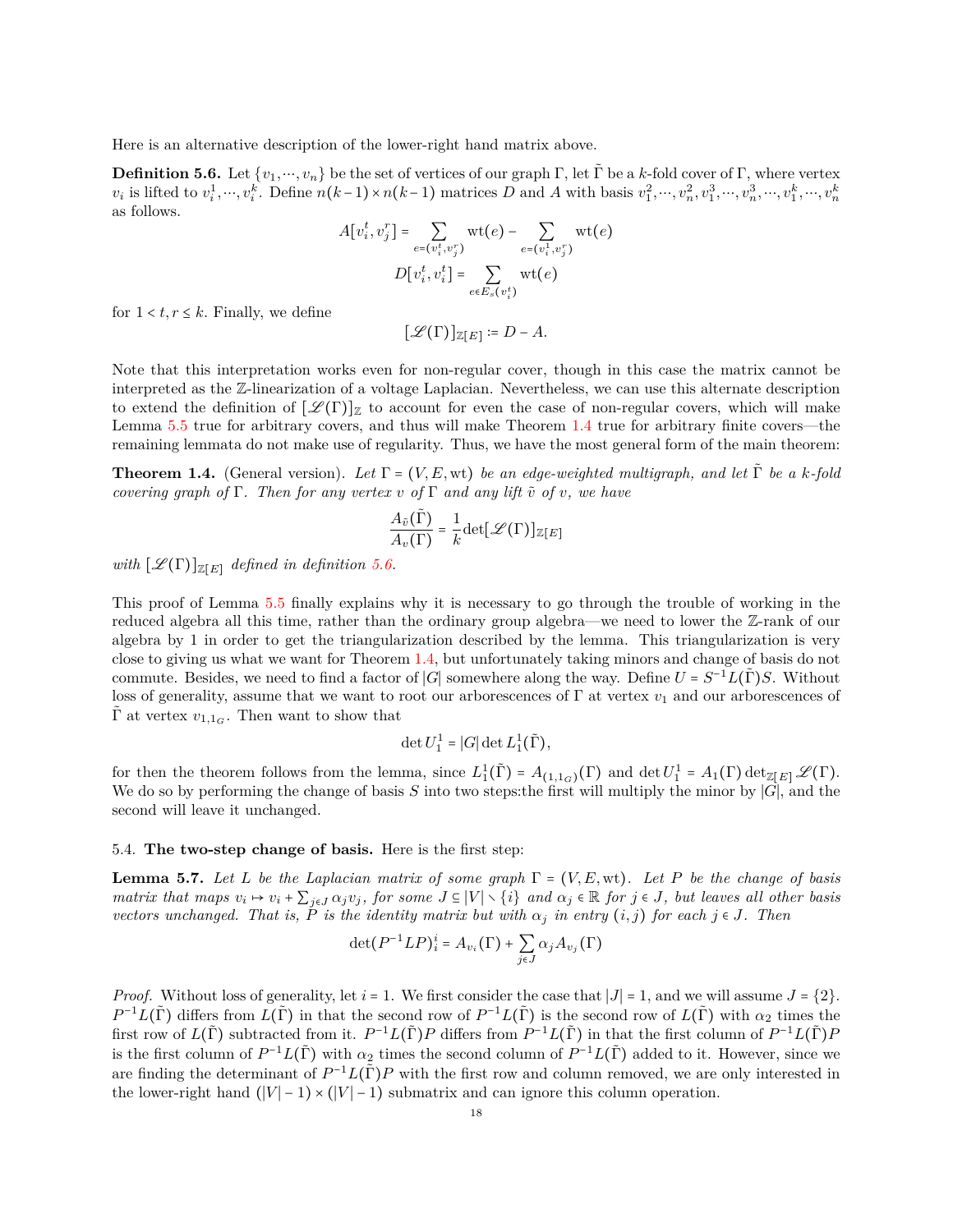Here is an alternative description of the lower-right hand matrix above.

**Definition 5.6.** Let $\{v_1, \cdots, v_n\}$ be the set of vertices of our graph $\Gamma$, let $\tilde{\Gamma}$ be a $k$-fold cover of $\Gamma$, where vertex $v_i$ is lifted to $v_i^1, \cdots, v_i^k$. Define $n(k-1) \times n(k-1)$ matrices $D$ and $A$ with basis $v_1^2, \cdots, v_n^2, v_1^3, \cdots, v_n^3, \cdots, v_1^k, \cdots, v_n^k$ as follows.

$$A[v_i^t, v_j^r] = \sum_{e=(v_i^t, v_j^r)} \text{wt}(e) - \sum_{e=(v_i^1, v_j^r)} \text{wt}(e)$$

$$D[v_i^t, v_i^t] = \sum_{e \in E_s(v_i^t)} \text{wt}(e)$$

for $1 < t, r \leq k$. Finally, we define

$$[\mathscr{L}(\Gamma)]_{\mathbb{Z}[E]} := D - A.$$

Note that this interpretation works even for non-regular cover, though in this case the matrix cannot be interpreted as the $\mathbb{Z}$-linearization of a voltage Laplacian. Nevertheless, we can use this alternate description to extend the definition of $[\mathscr{L}(\Gamma)]_{\mathbb{Z}}$ to account for even the case of non-regular covers, which will make Lemma 5.5 true for arbitrary covers, and thus will make Theorem 1.4 true for arbitrary finite covers—the remaining lemmata do not make use of regularity. Thus, we have the most general form of the main theorem:

**Theorem 1.4.** (General version). *Let $\Gamma = (V, E, \text{wt})$ be an edge-weighted multigraph, and let $\tilde{\Gamma}$ be a $k$-fold covering graph of $\Gamma$. Then for any vertex $v$ of $\Gamma$ and any lift $\tilde{v}$ of $v$, we have*

$$\frac{A_{\tilde{v}}(\tilde{\Gamma})}{A_v(\Gamma)} = \frac{1}{k} \det[\mathscr{L}(\Gamma)]_{\mathbb{Z}[E]}$$

*with $[\mathscr{L}(\Gamma)]_{\mathbb{Z}[E]}$ defined in definition 5.6.*

This proof of Lemma 5.5 finally explains why it is necessary to go through the trouble of working in the reduced algebra all this time, rather than the ordinary group algebra—we need to lower the $\mathbb{Z}$-rank of our algebra by 1 in order to get the triangularization described by the lemma. This triangularization is very close to giving us what we want for Theorem 1.4, but unfortunately taking minors and change of basis do not commute. Besides, we need to find a factor of $|G|$ somewhere along the way. Define $U = S^{-1} L(\tilde{\Gamma}) S$. Without loss of generality, assume that we want to root our arborescences of $\Gamma$ at vertex $v_1$ and our arborescences of $\tilde{\Gamma}$ at vertex $v_{1,1_G}$. Then want to show that

$$\det U_1^1 = |G| \det L_1^1(\tilde{\Gamma}),$$

for then the theorem follows from the lemma, since $L_1^1(\tilde{\Gamma}) = A_{(1,1_G)}(\Gamma)$ and $\det U_1^1 = A_1(\Gamma) \det_{\mathbb{Z}[E]} \mathscr{L}(\Gamma)$. We do so by performing the change of basis $S$ into two steps:the first will multiply the minor by $|G|$, and the second will leave it unchanged.

## 5.4. The two-step change of basis.

Here is the first step:

**Lemma 5.7.** *Let $L$ be the Laplacian matrix of some graph $\Gamma = (V, E, \text{wt})$. Let $P$ be the change of basis matrix that maps $v_i \mapsto v_i + \sum_{j \in J} \alpha_j v_j$, for some $J \subseteq |V| \setminus \{i\}$ and $\alpha_j \in \mathbb{R}$ for $j \in J$, but leaves all other basis vectors unchanged. That is, $P$ is the identity matrix but with $\alpha_j$ in entry $(i, j)$ for each $j \in J$. Then*

$$\det(P^{-1} L P)_i^i = A_{v_i}(\Gamma) + \sum_{j \in J} \alpha_j A_{v_j}(\Gamma)$$

*Proof.* Without loss of generality, let $i = 1$. We first consider the case that $|J| = 1$, and we will assume $J = \{2\}$. $P^{-1} L(\tilde{\Gamma})$ differs from $L(\tilde{\Gamma})$ in that the second row of $P^{-1} L(\tilde{\Gamma})$ is the second row of $L(\tilde{\Gamma})$ with $\alpha_2$ times the first row of $L(\tilde{\Gamma})$ subtracted from it. $P^{-1} L(\tilde{\Gamma}) P$ differs from $P^{-1} L(\tilde{\Gamma})$ in that the first column of $P^{-1} L(\tilde{\Gamma}) P$ is the first column of $P^{-1} L(\tilde{\Gamma})$ with $\alpha_2$ times the second column of $P^{-1} L(\tilde{\Gamma})$ added to it. However, since we are finding the determinant of $P^{-1} L(\tilde{\Gamma}) P$ with the first row and column removed, we are only interested in the lower-right hand $(|V| - 1) \times (|V| - 1)$ submatrix and can ignore this column operation.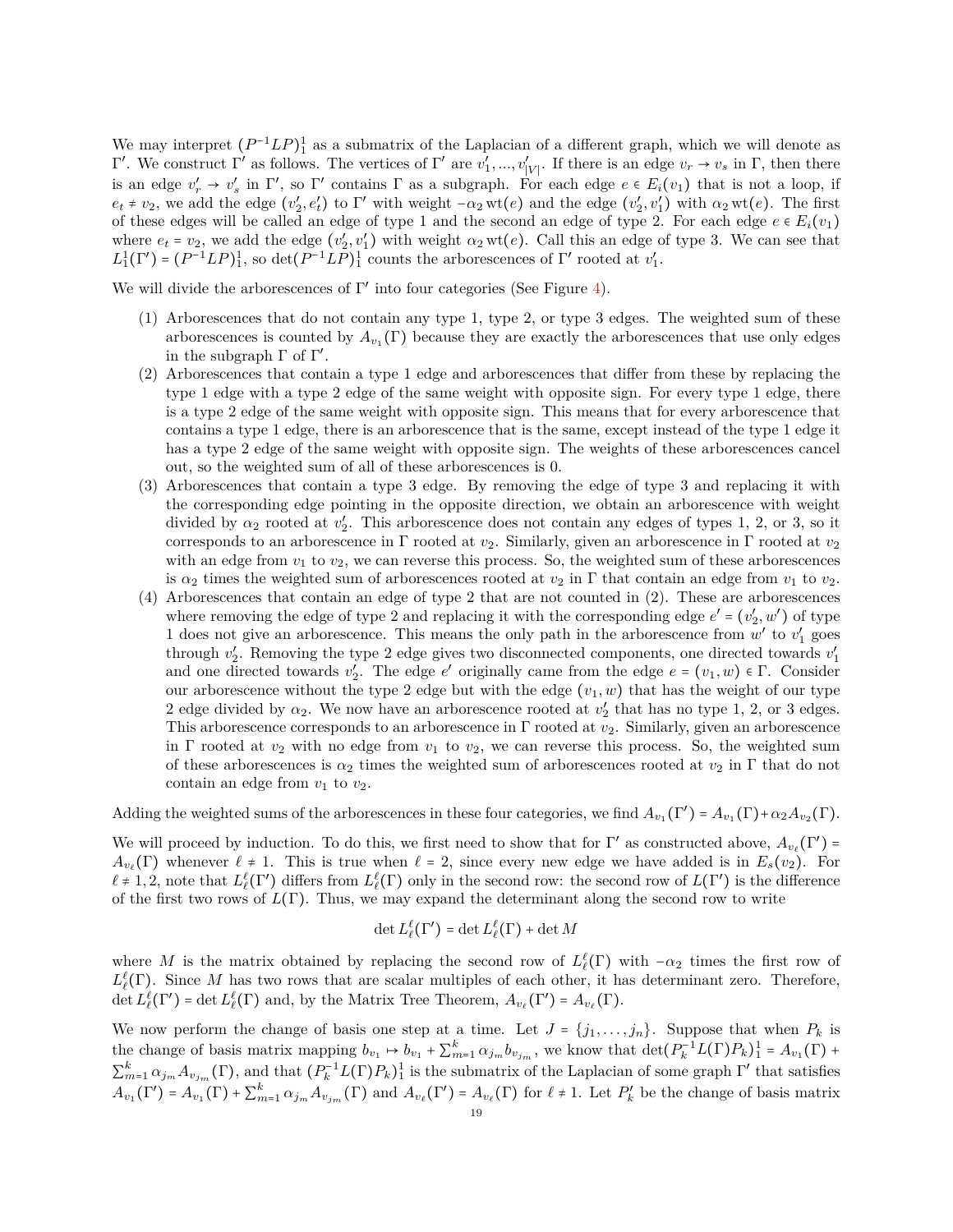We may interpret $(P^{-1}LP)_1^1$ as a submatrix of the Laplacian of a different graph, which we will denote as $\Gamma'$. We construct $\Gamma'$ as follows. The vertices of $\Gamma'$ are $v_1', ..., v_{|V|}'$. If there is an edge $v_r \to v_s$ in $\Gamma$, then there is an edge $v_r' \to v_s'$ in $\Gamma'$, so $\Gamma'$ contains $\Gamma$ as a subgraph. For each edge $e \in E_i(v_1)$ that is not a loop, if $e_t \neq v_2$, we add the edge $(v_2', e_t')$ to $\Gamma'$ with weight $-\alpha_2 \operatorname{wt}(e)$ and the edge $(v_2', v_1')$ with $\alpha_2 \operatorname{wt}(e)$. The first of these edges will be called an edge of type 1 and the second an edge of type 2. For each edge $e \in E_i(v_1)$ where $e_t = v_2$, we add the edge $(v_2', v_1')$ with weight $\alpha_2 \operatorname{wt}(e)$. Call this an edge of type 3. We can see that $L_1^1(\Gamma') = (P^{-1}LP)_1^1$, so $\det(P^{-1}LP)_1^1$ counts the arborescences of $\Gamma'$ rooted at $v_1'$.

We will divide the arborescences of $\Gamma'$ into four categories (See Figure 4).

(1) Arborescences that do not contain any type 1, type 2, or type 3 edges. The weighted sum of these arborescences is counted by $A_{v_1}(\Gamma)$ because they are exactly the arborescences that use only edges in the subgraph $\Gamma$ of $\Gamma'$.

(2) Arborescences that contain a type 1 edge and arborescences that differ from these by replacing the type 1 edge with a type 2 edge of the same weight with opposite sign. For every type 1 edge, there is a type 2 edge of the same weight with opposite sign. This means that for every arborescence that contains a type 1 edge, there is an arborescence that is the same, except instead of the type 1 edge it has a type 2 edge of the same weight with opposite sign. The weights of these arborescences cancel out, so the weighted sum of all of these arborescences is 0.

(3) Arborescences that contain a type 3 edge. By removing the edge of type 3 and replacing it with the corresponding edge pointing in the opposite direction, we obtain an arborescence with weight divided by $\alpha_2$ rooted at $v_2'$. This arborescence does not contain any edges of types 1, 2, or 3, so it corresponds to an arborescence in $\Gamma$ rooted at $v_2$. Similarly, given an arborescence in $\Gamma$ rooted at $v_2$ with an edge from $v_1$ to $v_2$, we can reverse this process. So, the weighted sum of these arborescences is $\alpha_2$ times the weighted sum of arborescences rooted at $v_2$ in $\Gamma$ that contain an edge from $v_1$ to $v_2$.

(4) Arborescences that contain an edge of type 2 that are not counted in (2). These are arborescences where removing the edge of type 2 and replacing it with the corresponding edge $e' = (v_2', w')$ of type 1 does not give an arborescence. This means the only path in the arborescence from $w'$ to $v_1'$ goes through $v_2'$. Removing the type 2 edge gives two disconnected components, one directed towards $v_1'$ and one directed towards $v_2'$. The edge $e'$ originally came from the edge $e = (v_1, w) \in \Gamma$. Consider our arborescence without the type 2 edge but with the edge $(v_1, w)$ that has the weight of our type 2 edge divided by $\alpha_2$. We now have an arborescence rooted at $v_2'$ that has no type 1, 2, or 3 edges. This arborescence corresponds to an arborescence in $\Gamma$ rooted at $v_2$. Similarly, given an arborescence in $\Gamma$ rooted at $v_2$ with no edge from $v_1$ to $v_2$, we can reverse this process. So, the weighted sum of these arborescences is $\alpha_2$ times the weighted sum of arborescences rooted at $v_2$ in $\Gamma$ that do not contain an edge from $v_1$ to $v_2$.

Adding the weighted sums of the arborescences in these four categories, we find $A_{v_1}(\Gamma') = A_{v_1}(\Gamma) + \alpha_2 A_{v_2}(\Gamma)$.

We will proceed by induction. To do this, we first need to show that for $\Gamma'$ as constructed above, $A_{v_\ell}(\Gamma') = A_{v_\ell}(\Gamma)$ whenever $\ell \neq 1$. This is true when $\ell = 2$, since every new edge we have added is in $E_s(v_2)$. For $\ell \neq 1, 2$, note that $L_\ell^\ell(\Gamma')$ differs from $L_\ell^\ell(\Gamma)$ only in the second row: the second row of $L(\Gamma')$ is the difference of the first two rows of $L(\Gamma)$. Thus, we may expand the determinant along the second row to write

$$\det L_\ell^\ell(\Gamma') = \det L_\ell^\ell(\Gamma) + \det M$$

where $M$ is the matrix obtained by replacing the second row of $L_\ell^\ell(\Gamma)$ with $-\alpha_2$ times the first row of $L_\ell^\ell(\Gamma)$. Since $M$ has two rows that are scalar multiples of each other, it has determinant zero. Therefore, $\det L_\ell^\ell(\Gamma') = \det L_\ell^\ell(\Gamma)$ and, by the Matrix Tree Theorem, $A_{v_\ell}(\Gamma') = A_{v_\ell}(\Gamma)$.

We now perform the change of basis one step at a time. Let $J = \{j_1, \ldots, j_n\}$. Suppose that when $P_k$ is the change of basis matrix mapping $b_{v_1} \mapsto b_{v_1} + \sum_{m=1}^k \alpha_{j_m} b_{v_{j_m}}$, we know that $\det(P_k^{-1} L(\Gamma) P_k)_1^1 = A_{v_1}(\Gamma) + \sum_{m=1}^k \alpha_{j_m} A_{v_{j_m}}(\Gamma)$, and that $(P_k^{-1} L(\Gamma) P_k)_1^1$ is the submatrix of the Laplacian of some graph $\Gamma'$ that satisfies $A_{v_1}(\Gamma') = A_{v_1}(\Gamma) + \sum_{m=1}^k \alpha_{j_m} A_{v_{j_m}}(\Gamma)$ and $A_{v_\ell}(\Gamma') = A_{v_\ell}(\Gamma)$ for $\ell \neq 1$. Let $P_k'$ be the change of basis matrix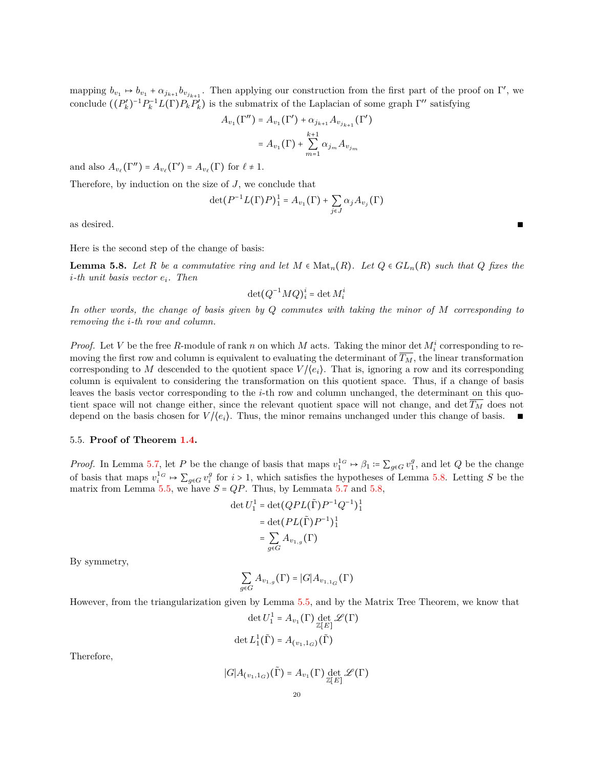mapping $b_{v_1} \mapsto b_{v_1} + \alpha_{j_{k+1}} b_{v_{j_{k+1}}}$. Then applying our construction from the first part of the proof on $\Gamma'$, we conclude $((P'_k)^{-1} P_k^{-1} L(\Gamma) P_k P'_k)$ is the submatrix of the Laplacian of some graph $\Gamma''$ satisfying

$$
\begin{aligned}
A_{v_1}(\Gamma'') &= A_{v_1}(\Gamma') + \alpha_{j_{k+1}} A_{v_{j_{k+1}}}(\Gamma') \\
&= A_{v_1}(\Gamma) + \sum_{m=1}^{k+1} \alpha_{j_m} A_{v_{j_m}}
\end{aligned}
$$

and also $A_{v_\ell}(\Gamma'') = A_{v_\ell}(\Gamma') = A_{v_\ell}(\Gamma)$ for $\ell \neq 1$.

Therefore, by induction on the size of $J$, we conclude that

$$
\det(P^{-1} L(\Gamma) P)_1^1 = A_{v_1}(\Gamma) + \sum_{j \in J} \alpha_j A_{v_j}(\Gamma)
$$

as desired. ∎

Here is the second step of the change of basis:

**Lemma 5.8.** *Let $R$ be a commutative ring and let $M \in \mathrm{Mat}_n(R)$. Let $Q \in GL_n(R)$ such that $Q$ fixes the $i$-th unit basis vector $e_i$. Then*

$$
\det(Q^{-1} M Q)_i^i = \det M_i^i
$$

*In other words, the change of basis given by $Q$ commutes with taking the minor of $M$ corresponding to removing the $i$-th row and column.*

*Proof.* Let $V$ be the free $R$-module of rank $n$ on which $M$ acts. Taking the minor $\det M_i^i$ corresponding to removing the first row and column is equivalent to evaluating the determinant of $\overline{T_M}$, the linear transformation corresponding to $M$ descended to the quotient space $V/\langle e_i \rangle$. That is, ignoring a row and its corresponding column is equivalent to considering the transformation on this quotient space. Thus, if a change of basis leaves the basis vector corresponding to the $i$-th row and column unchanged, the determinant on this quotient space will not change either, since the relevant quotient space will not change, and $\det \overline{T_M}$ does not depend on the basis chosen for $V/\langle e_i \rangle$. Thus, the minor remains unchanged under this change of basis. ∎

### 5.5. Proof of Theorem 1.4.

*Proof.* In Lemma 5.7, let $P$ be the change of basis that maps $v_1^{1_G} \mapsto \beta_1 := \sum_{g \in G} v_1^g$, and let $Q$ be the change of basis that maps $v_i^{1_G} \mapsto \sum_{g \in G} v_i^g$ for $i > 1$, which satisfies the hypotheses of Lemma 5.8. Letting $S$ be the matrix from Lemma 5.5, we have $S = QP$. Thus, by Lemmata 5.7 and 5.8,

$$
\begin{aligned}
\det U_1^1 &= \det(QPL(\tilde{\Gamma}) P^{-1} Q^{-1})_1^1 \\
&= \det(PL(\tilde{\Gamma}) P^{-1})_1^1 \\
&= \sum_{g \in G} A_{v_{1,g}}(\Gamma)
\end{aligned}
$$

By symmetry,

$$
\sum_{g \in G} A_{v_{1,g}}(\Gamma) = |G| A_{v_{1,1_G}}(\Gamma)
$$

However, from the triangularization given by Lemma 5.5, and by the Matrix Tree Theorem, we know that

$$
\det U_1^1 = A_{v_1}(\Gamma) \det_{\mathbb{Z}[E]} \mathscr{L}(\Gamma)
$$

$$
\det L_1^1(\tilde{\Gamma}) = A_{(v_1, 1_G)}(\tilde{\Gamma})
$$

Therefore,

$$
|G| A_{(v_1, 1_G)}(\tilde{\Gamma}) = A_{v_1}(\Gamma) \det_{\mathbb{Z}[E]} \mathscr{L}(\Gamma)
$$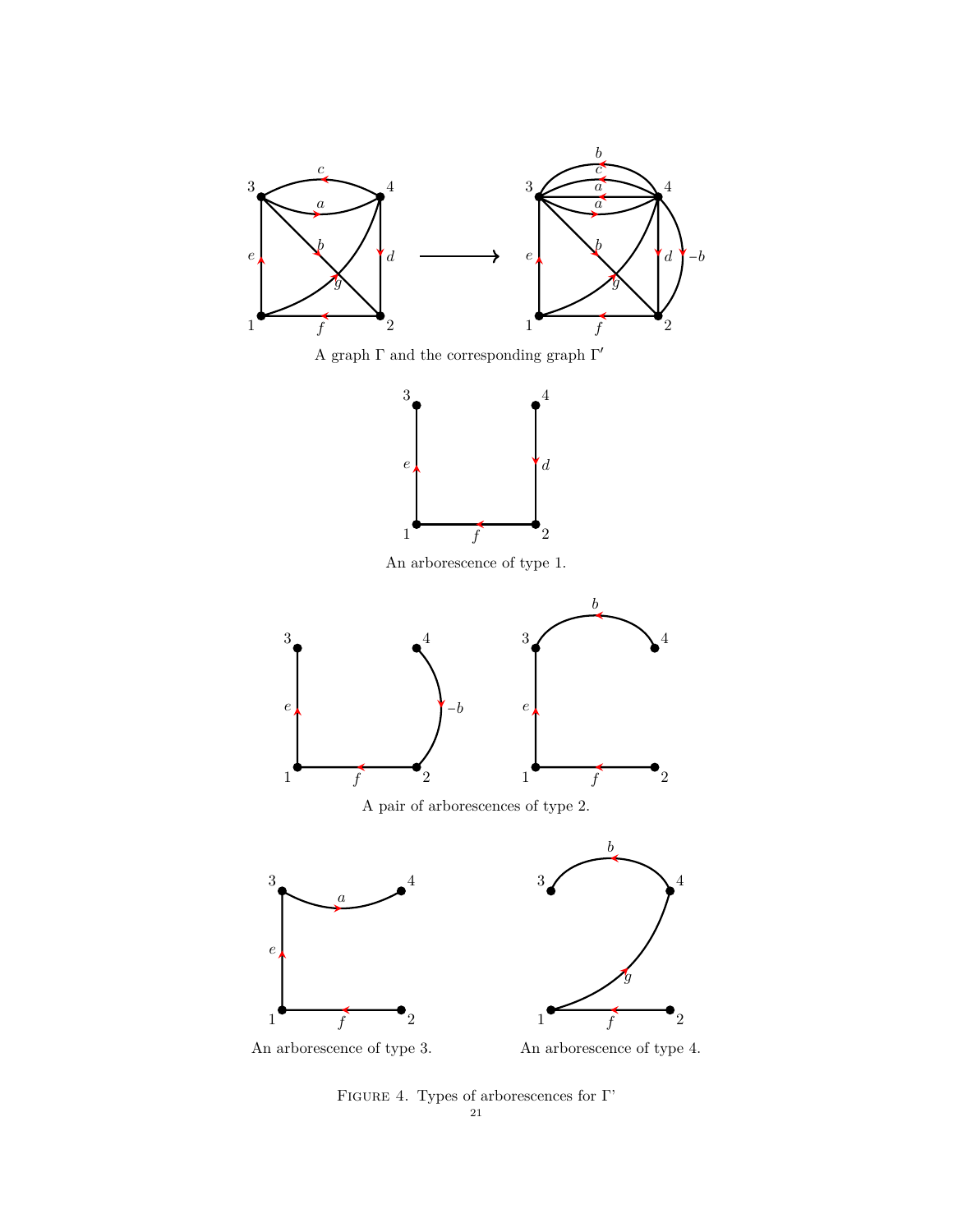3 4 1 2 c a e b d g f

3 4 1 2 b c a a e b d −b g f

A graph $\Gamma$ and the corresponding graph $\Gamma'$

3 4 1 2 e d f

An arborescence of type 1.

3 4 1 2 e −b f

3 4 1 2 b e f

A pair of arborescences of type 2.

3 4 1 2 a e f

An arborescence of type 3.

3 4 1 2 b g f

An arborescence of type 4.

Figure 4. Types of arborescences for Γ'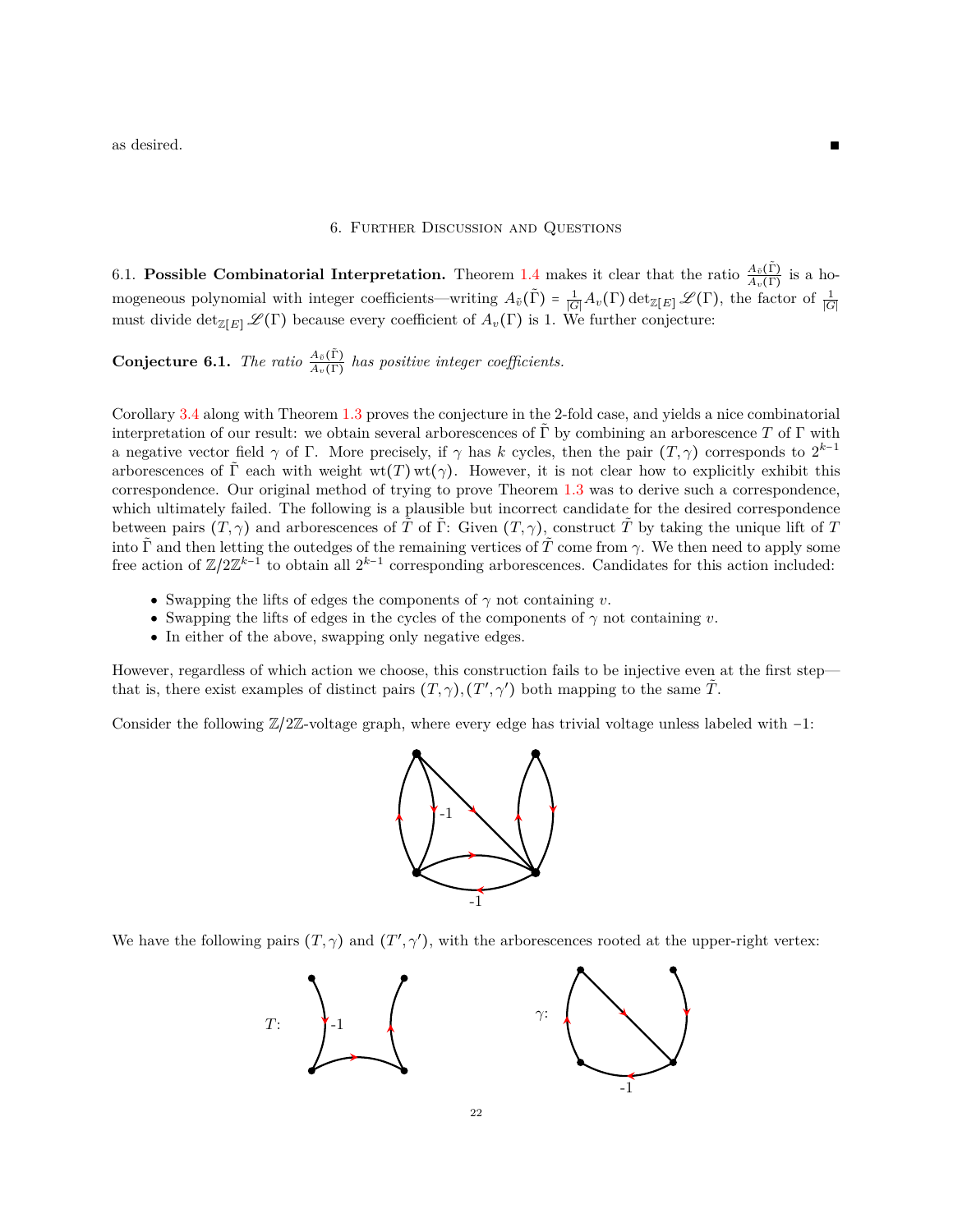as desired. ■

## 6. Further Discussion and Questions

6.1. **Possible Combinatorial Interpretation.** Theorem 1.4 makes it clear that the ratio $\frac{A_{\tilde{v}}(\tilde{\Gamma})}{A_v(\Gamma)}$ is a homogeneous polynomial with integer coefficients—writing $A_{\tilde{v}}(\tilde{\Gamma}) = \frac{1}{|G|} A_v(\Gamma) \det_{\mathbb{Z}[E]} \mathscr{L}(\Gamma)$, the factor of $\frac{1}{|G|}$ must divide $\det_{\mathbb{Z}[E]} \mathscr{L}(\Gamma)$ because every coefficient of $A_v(\Gamma)$ is 1. We further conjecture:

**Conjecture 6.1.** *The ratio $\frac{A_{\tilde{v}}(\tilde{\Gamma})}{A_v(\Gamma)}$ has positive integer coefficients.*

Corollary 3.4 along with Theorem 1.3 proves the conjecture in the 2-fold case, and yields a nice combinatorial interpretation of our result: we obtain several arborescences of $\tilde{\Gamma}$ by combining an arborescence $T$ of $\Gamma$ with a negative vector field $\gamma$ of $\Gamma$. More precisely, if $\gamma$ has $k$ cycles, then the pair $(T, \gamma)$ corresponds to $2^{k-1}$ arborescences of $\tilde{\Gamma}$ each with weight $\text{wt}(T)\,\text{wt}(\gamma)$. However, it is not clear how to explicitly exhibit this correspondence. Our original method of trying to prove Theorem 1.3 was to derive such a correspondence, which ultimately failed. The following is a plausible but incorrect candidate for the desired correspondence between pairs $(T, \gamma)$ and arborescences of $\tilde{T}$ of $\tilde{\Gamma}$: Given $(T, \gamma)$, construct $\tilde{T}$ by taking the unique lift of $T$ into $\tilde{\Gamma}$ and then letting the outedges of the remaining vertices of $\tilde{T}$ come from $\gamma$. We then need to apply some free action of $\mathbb{Z}/2\mathbb{Z}^{k-1}$ to obtain all $2^{k-1}$ corresponding arborescences. Candidates for this action included:

- Swapping the lifts of edges the components of $\gamma$ not containing $v$.
- Swapping the lifts of edges in the cycles of the components of $\gamma$ not containing $v$.
- In either of the above, swapping only negative edges.

However, regardless of which action we choose, this construction fails to be injective even at the first step—that is, there exist examples of distinct pairs $(T, \gamma), (T', \gamma')$ both mapping to the same $\tilde{T}$.

Consider the following $\mathbb{Z}/2\mathbb{Z}$-voltage graph, where every edge has trivial voltage unless labeled with $-1$:

-1

-1

We have the following pairs $(T, \gamma)$ and $(T', \gamma')$, with the arborescences rooted at the upper-right vertex:

$T$:

-1

$\gamma$:

-1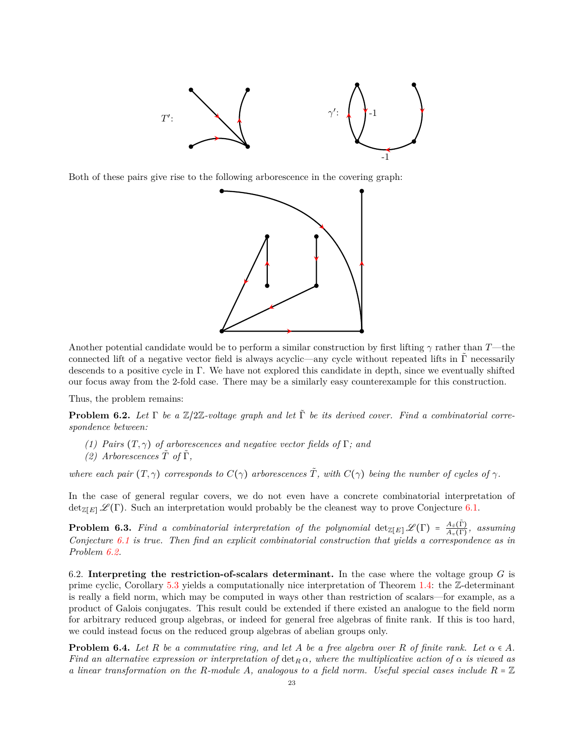$T'$:

$\gamma'$:

-1

-1

Both of these pairs give rise to the following arborescence in the covering graph:

Another potential candidate would be to perform a similar construction by first lifting $\gamma$ rather than $T$—the connected lift of a negative vector field is always acyclic—any cycle without repeated lifts in $\tilde{\Gamma}$ necessarily descends to a positive cycle in $\Gamma$. We have not explored this candidate in depth, since we eventually shifted our focus away from the 2-fold case. There may be a similarly easy counterexample for this construction.

Thus, the problem remains:

**Problem 6.2.** *Let $\Gamma$ be a $\mathbb{Z}/2\mathbb{Z}$-voltage graph and let $\tilde{\Gamma}$ be its derived cover. Find a combinatorial correspondence between:*

*(1) Pairs $(T, \gamma)$ of arborescences and negative vector fields of $\Gamma$; and*
*(2) Arborescences $\tilde{T}$ of $\tilde{\Gamma}$,*

*where each pair $(T, \gamma)$ corresponds to $C(\gamma)$ arborescences $\tilde{T}$, with $C(\gamma)$ being the number of cycles of $\gamma$.*

In the case of general regular covers, we do not even have a concrete combinatorial interpretation of $\det_{\mathbb{Z}[E]} \mathscr{L}(\Gamma)$. Such an interpretation would probably be the cleanest way to prove Conjecture 6.1.

**Problem 6.3.** *Find a combinatorial interpretation of the polynomial $\det_{\mathbb{Z}[E]} \mathscr{L}(\Gamma) = \frac{A_{\tilde{v}}(\tilde{\Gamma})}{A_v(\Gamma)}$, assuming Conjecture 6.1 is true. Then find an explicit combinatorial construction that yields a correspondence as in Problem 6.2.*

6.2. **Interpreting the restriction-of-scalars determinant.** In the case where the voltage group $G$ is prime cyclic, Corollary 5.3 yields a computationally nice interpretation of Theorem 1.4: the $\mathbb{Z}$-determinant is really a field norm, which may be computed in ways other than restriction of scalars—for example, as a product of Galois conjugates. This result could be extended if there existed an analogue to the field norm for arbitrary reduced group algebras, or indeed for general free algebras of finite rank. If this is too hard, we could instead focus on the reduced group algebras of abelian groups only.

**Problem 6.4.** *Let $R$ be a commutative ring, and let $A$ be a free algebra over $R$ of finite rank. Let $\alpha \in A$. Find an alternative expression or interpretation of $\det_R \alpha$, where the multiplicative action of $\alpha$ is viewed as a linear transformation on the $R$-module $A$, analogous to a field norm. Useful special cases include $R = \mathbb{Z}$*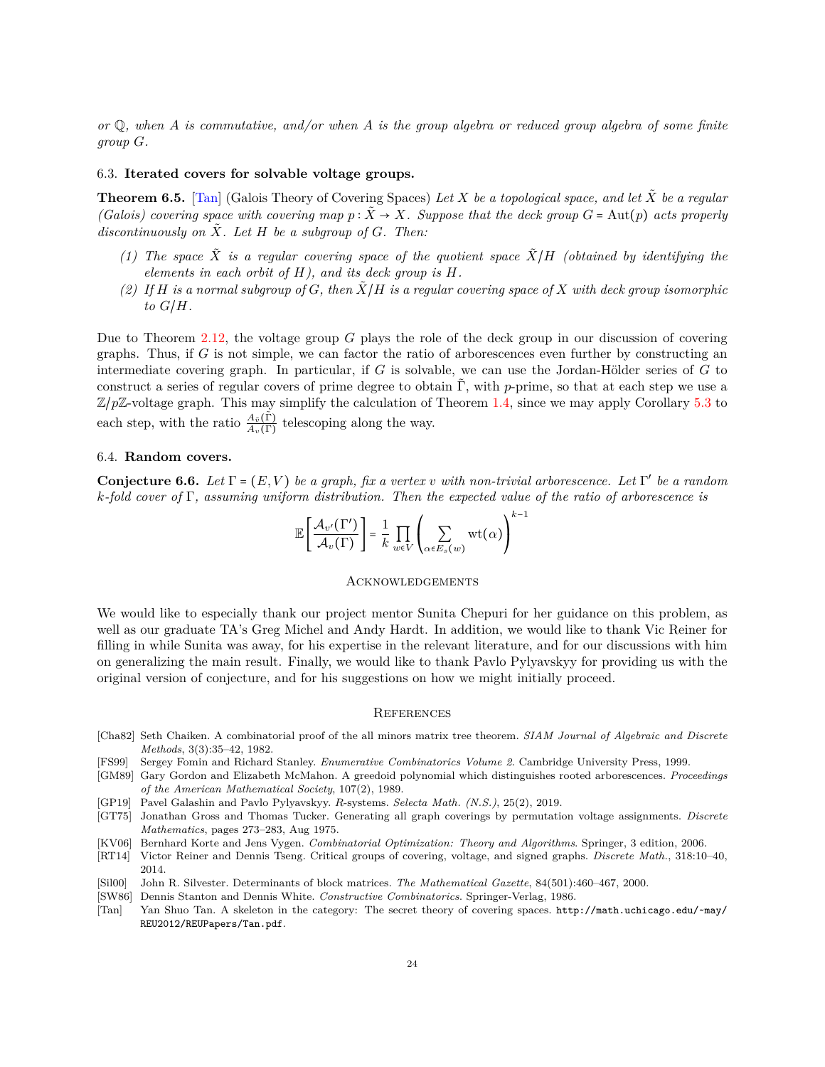*or $\mathbb{Q}$, when $A$ is commutative, and/or when $A$ is the group algebra or reduced group algebra of some finite group $G$.*

### 6.3. Iterated covers for solvable voltage groups.

**Theorem 6.5.** [Tan] (Galois Theory of Covering Spaces) *Let $X$ be a topological space, and let $\tilde{X}$ be a regular (Galois) covering space with covering map $p : \tilde{X} \to X$. Suppose that the deck group $G = \text{Aut}(p)$ acts properly discontinuously on $\tilde{X}$. Let $H$ be a subgroup of $G$. Then:*

1. *The space $\tilde{X}$ is a regular covering space of the quotient space $\tilde{X}/H$ (obtained by identifying the elements in each orbit of $H$), and its deck group is $H$.*
2. *If $H$ is a normal subgroup of $G$, then $\tilde{X}/H$ is a regular covering space of $X$ with deck group isomorphic to $G/H$.*

Due to Theorem 2.12, the voltage group $G$ plays the role of the deck group in our discussion of covering graphs. Thus, if $G$ is not simple, we can factor the ratio of arborescences even further by constructing an intermediate covering graph. In particular, if $G$ is solvable, we can use the Jordan-Hölder series of $G$ to construct a series of regular covers of prime degree to obtain $\tilde{\Gamma}$, with $p$-prime, so that at each step we use a $\mathbb{Z}/p\mathbb{Z}$-voltage graph. This may simplify the calculation of Theorem 1.4, since we may apply Corollary 5.3 to each step, with the ratio $\frac{A_{\tilde{v}}(\tilde{\Gamma})}{A_v(\Gamma)}$ telescoping along the way.

### 6.4. Random covers.

**Conjecture 6.6.** *Let $\Gamma = (E, V)$ be a graph, fix a vertex $v$ with non-trivial arborescence. Let $\Gamma'$ be a random $k$-fold cover of $\Gamma$, assuming uniform distribution. Then the expected value of the ratio of arborescence is*

$$\mathbb{E}\left[\frac{\mathcal{A}_{v'}(\Gamma')}{\mathcal{A}_v(\Gamma)}\right] = \frac{1}{k}\prod_{w \in V}\left(\sum_{\alpha \in E_s(w)} \text{wt}(\alpha)\right)^{k-1}$$

## Acknowledgements

We would like to especially thank our project mentor Sunita Chepuri for her guidance on this problem, as well as our graduate TA's Greg Michel and Andy Hardt. In addition, we would like to thank Vic Reiner for filling in while Sunita was away, for his expertise in the relevant literature, and for our discussions with him on generalizing the main result. Finally, we would like to thank Pavlo Pylyavskyy for providing us with the original version of conjecture, and for his suggestions on how we might initially proceed.

## References

[Cha82] Seth Chaiken. A combinatorial proof of the all minors matrix tree theorem. *SIAM Journal of Algebraic and Discrete Methods*, 3(3):35–42, 1982.

[FS99] Sergey Fomin and Richard Stanley. *Enumerative Combinatorics Volume 2*. Cambridge University Press, 1999.

[GM89] Gary Gordon and Elizabeth McMahon. A greedoid polynomial which distinguishes rooted arborescences. *Proceedings of the American Mathematical Society*, 107(2), 1989.

[GP19] Pavel Galashin and Pavlo Pylyavskyy. *R*-systems. *Selecta Math. (N.S.)*, 25(2), 2019.

[GT75] Jonathan Gross and Thomas Tucker. Generating all graph coverings by permutation voltage assignments. *Discrete Mathematics*, pages 273–283, Aug 1975.

[KV06] Bernhard Korte and Jens Vygen. *Combinatorial Optimization: Theory and Algorithms*. Springer, 3 edition, 2006.

[RT14] Victor Reiner and Dennis Tseng. Critical groups of covering, voltage, and signed graphs. *Discrete Math.*, 318:10–40, 2014.

[Sil00] John R. Silvester. Determinants of block matrices. *The Mathematical Gazette*, 84(501):460–467, 2000.

[SW86] Dennis Stanton and Dennis White. *Constructive Combinatorics*. Springer-Verlag, 1986.

[Tan] Yan Shuo Tan. A skeleton in the category: The secret theory of covering spaces. http://math.uchicago.edu/~may/REU2012/REUPapers/Tan.pdf.